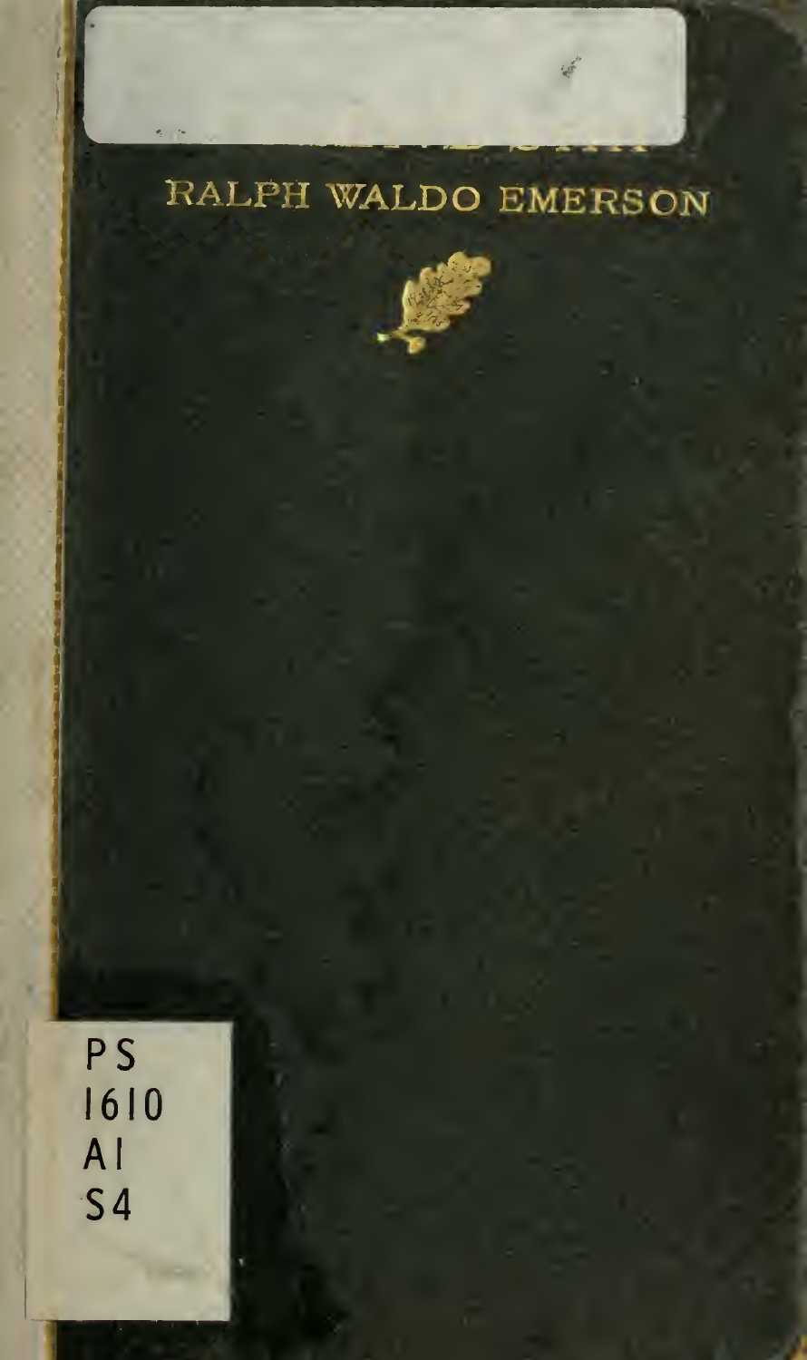RALPH WALDO EMERSON

PS
1610
A1
S4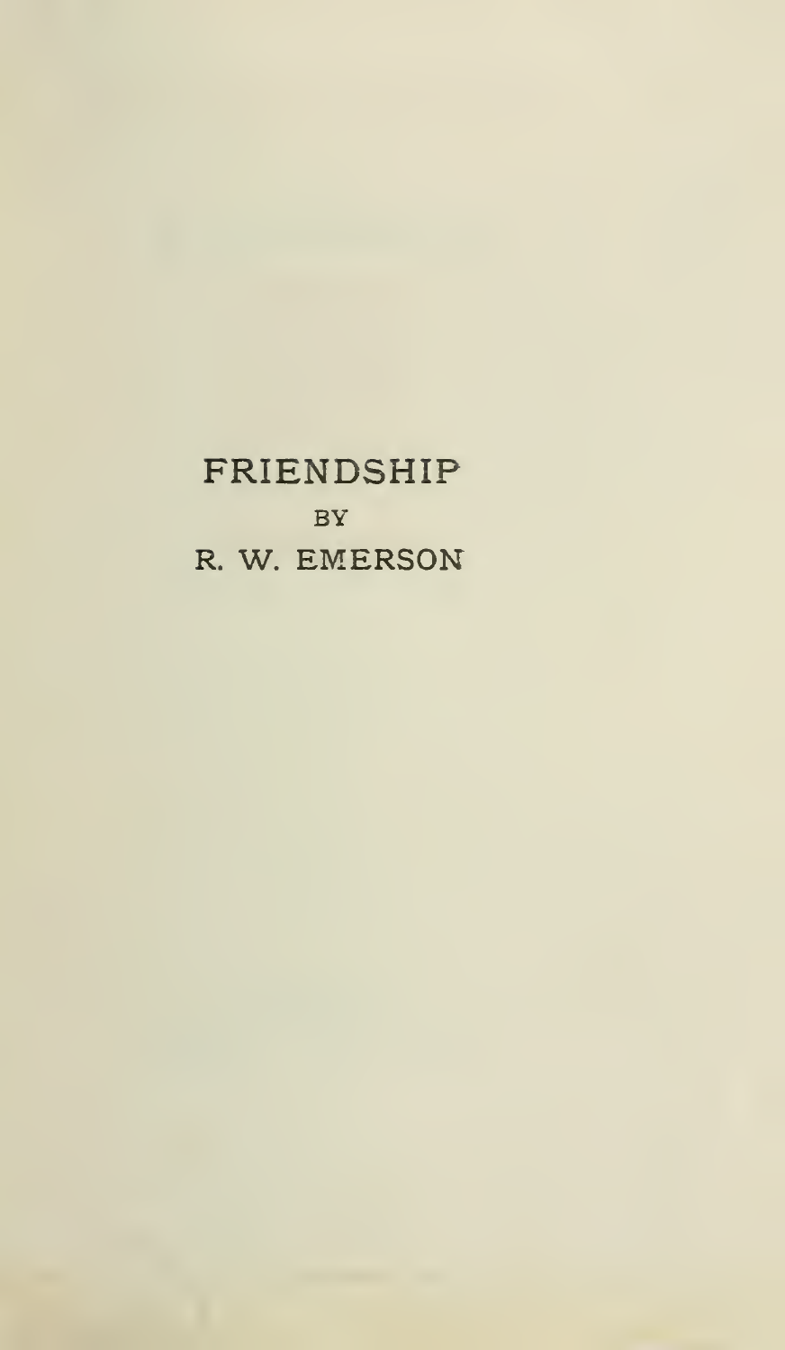# FRIENDSHIP

BY

R. W. EMERSON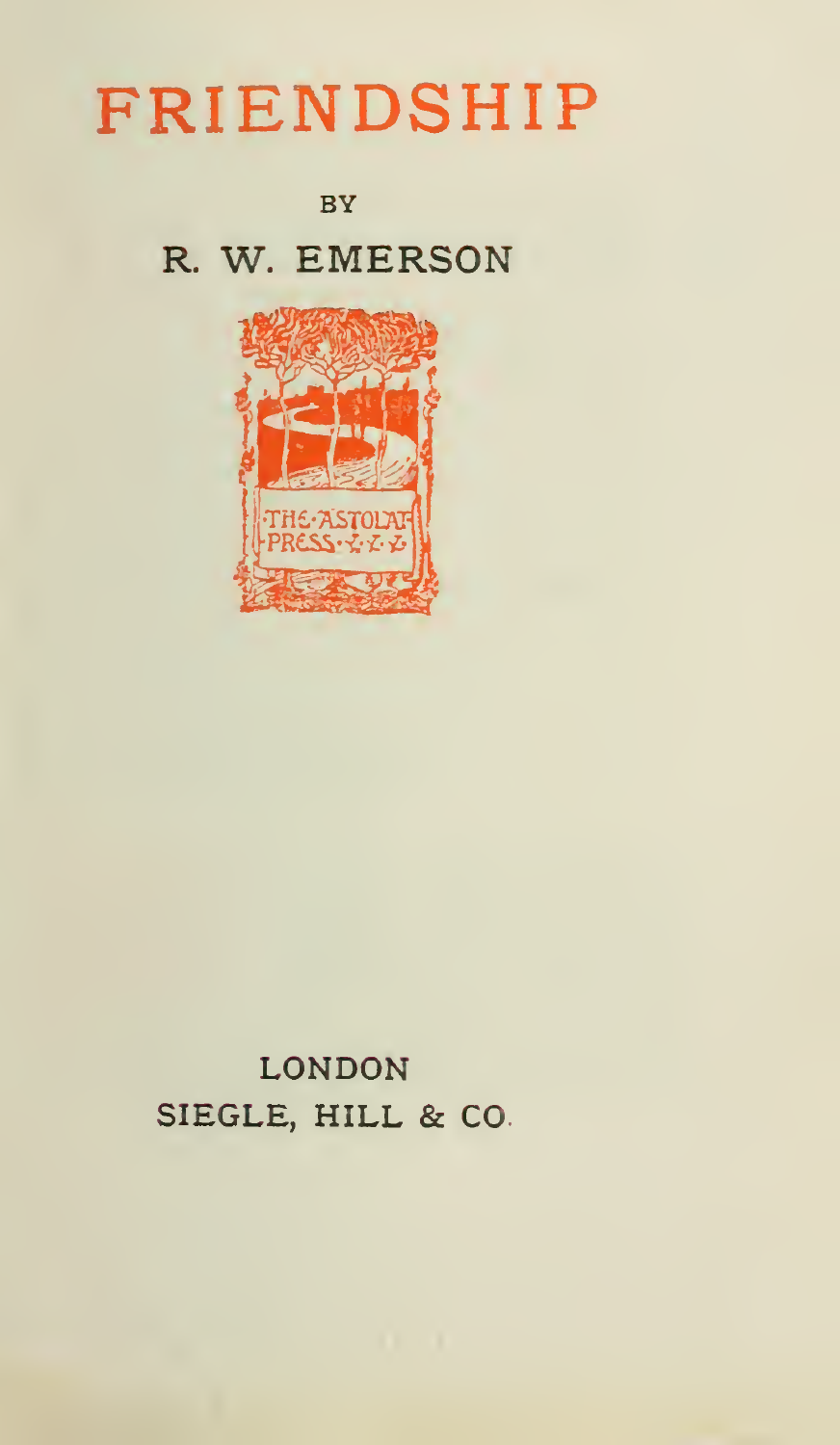# FRIENDSHIP

BY

R. W. EMERSON

THE ASTOLAT PRESS

LONDON
SIEGLE, HILL & CO.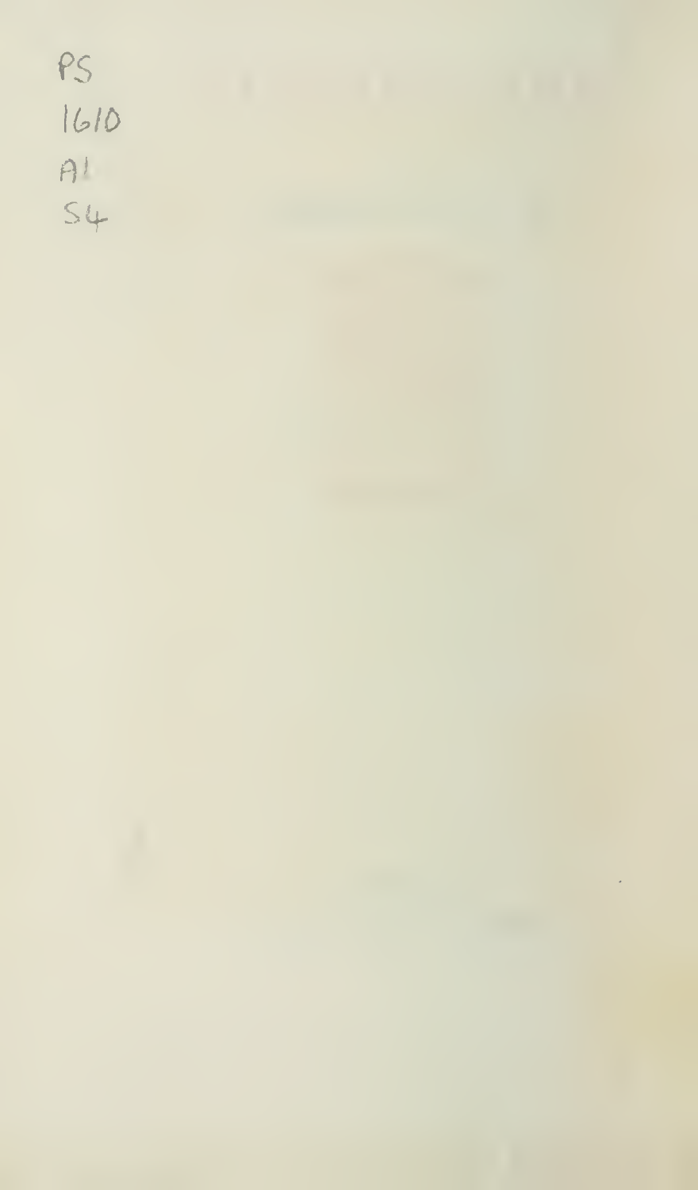PS
1610
A1
S4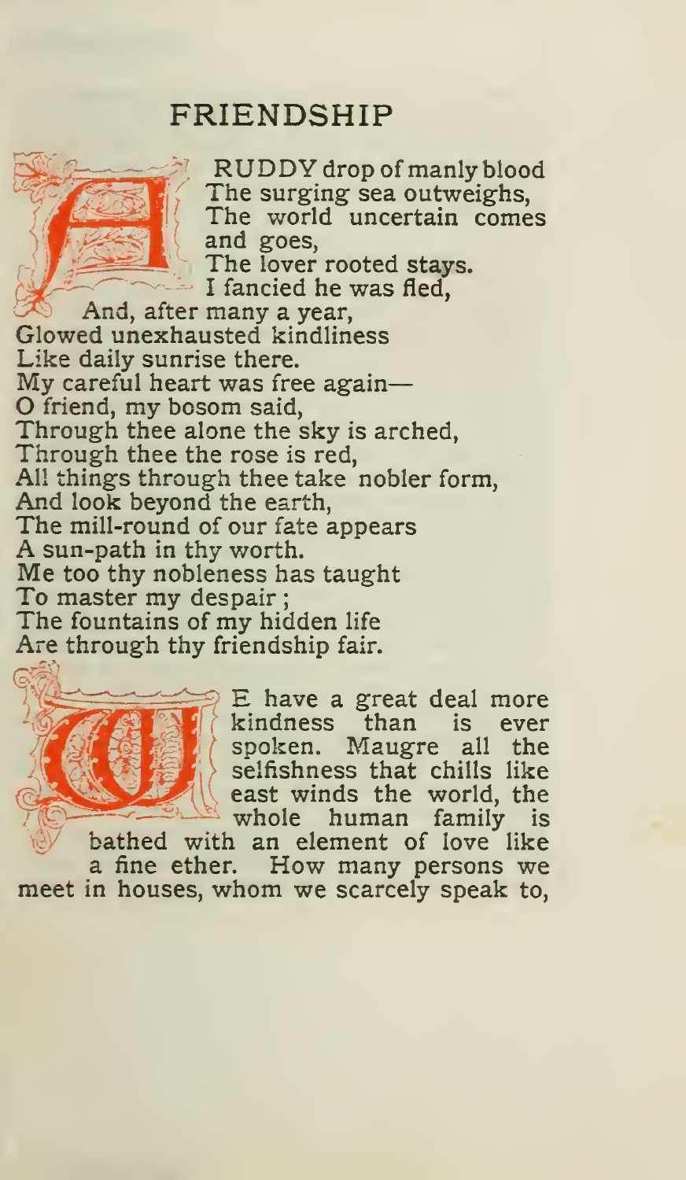# FRIENDSHIP

A RUDDY drop of manly blood
The surging sea outweighs,
The world uncertain comes
and goes,
The lover rooted stays.
I fancied he was fled,
And, after many a year,
Glowed unexhausted kindliness
Like daily sunrise there.
My careful heart was free again—
O friend, my bosom said,
Through thee alone the sky is arched,
Through thee the rose is red,
All things through thee take nobler form,
And look beyond the earth,
The mill-round of our fate appears
A sun-path in thy worth.
Me too thy nobleness has taught
To master my despair;
The fountains of my hidden life
Are through thy friendship fair.

WE have a great deal more kindness than is ever spoken. Maugre all the selfishness that chills like east winds the world, the whole human family is bathed with an element of love like a fine ether. How many persons we meet in houses, whom we scarcely speak to,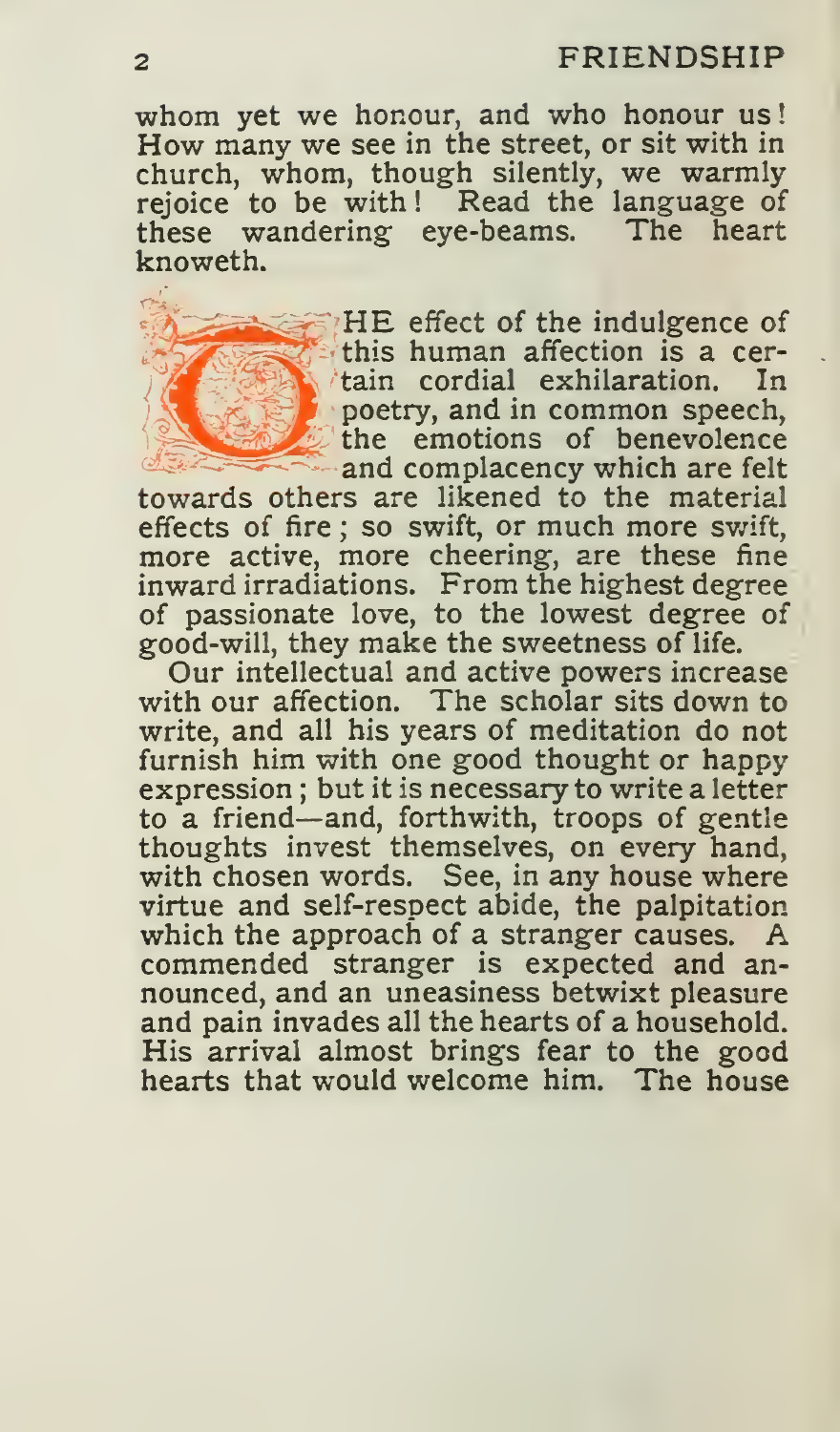whom yet we honour, and who honour us! How many we see in the street, or sit with in church, whom, though silently, we warmly rejoice to be with! Read the language of these wandering eye-beams. The heart knoweth.

THE effect of the indulgence of this human affection is a certain cordial exhilaration. In poetry, and in common speech, the emotions of benevolence and complacency which are felt towards others are likened to the material effects of fire; so swift, or much more swift, more active, more cheering, are these fine inward irradiations. From the highest degree of passionate love, to the lowest degree of good-will, they make the sweetness of life.

Our intellectual and active powers increase with our affection. The scholar sits down to write, and all his years of meditation do not furnish him with one good thought or happy expression; but it is necessary to write a letter to a friend—and, forthwith, troops of gentle thoughts invest themselves, on every hand, with chosen words. See, in any house where virtue and self-respect abide, the palpitation which the approach of a stranger causes. A commended stranger is expected and announced, and an uneasiness betwixt pleasure and pain invades all the hearts of a household. His arrival almost brings fear to the good hearts that would welcome him. The house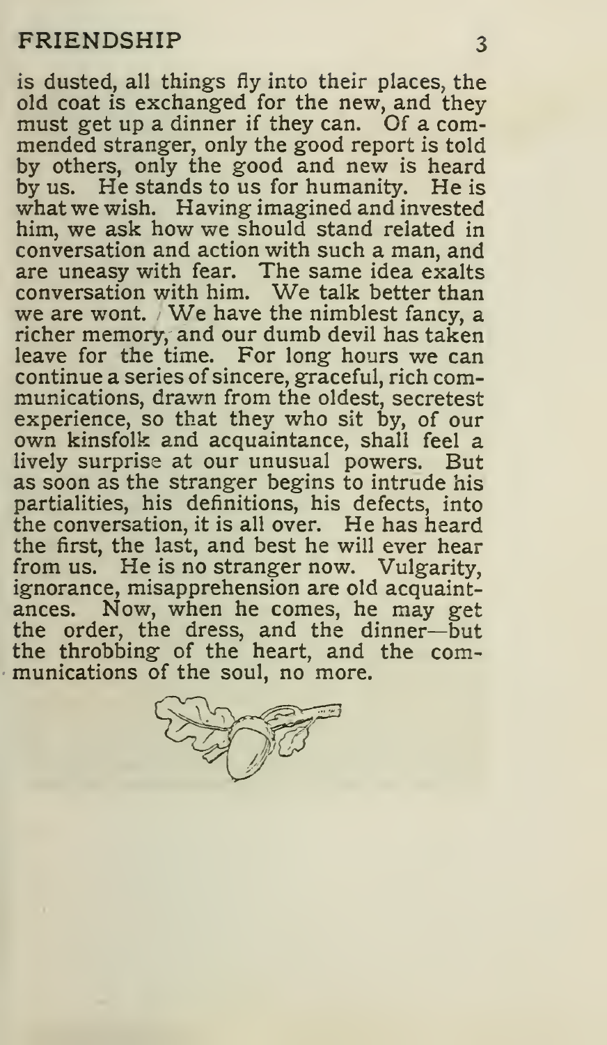is dusted, all things fly into their places, the old coat is exchanged for the new, and they must get up a dinner if they can. Of a commended stranger, only the good report is told by others, only the good and new is heard by us. He stands to us for humanity. He is what we wish. Having imagined and invested him, we ask how we should stand related in conversation and action with such a man, and are uneasy with fear. The same idea exalts conversation with him. We talk better than we are wont. We have the nimblest fancy, a richer memory, and our dumb devil has taken leave for the time. For long hours we can continue a series of sincere, graceful, rich communications, drawn from the oldest, secretest experience, so that they who sit by, of our own kinsfolk and acquaintance, shall feel a lively surprise at our unusual powers. But as soon as the stranger begins to intrude his partialities, his definitions, his defects, into the conversation, it is all over. He has heard the first, the last, and best he will ever hear from us. He is no stranger now. Vulgarity, ignorance, misapprehension are old acquaintances. Now, when he comes, he may get the order, the dress, and the dinner—but the throbbing of the heart, and the communications of the soul, no more.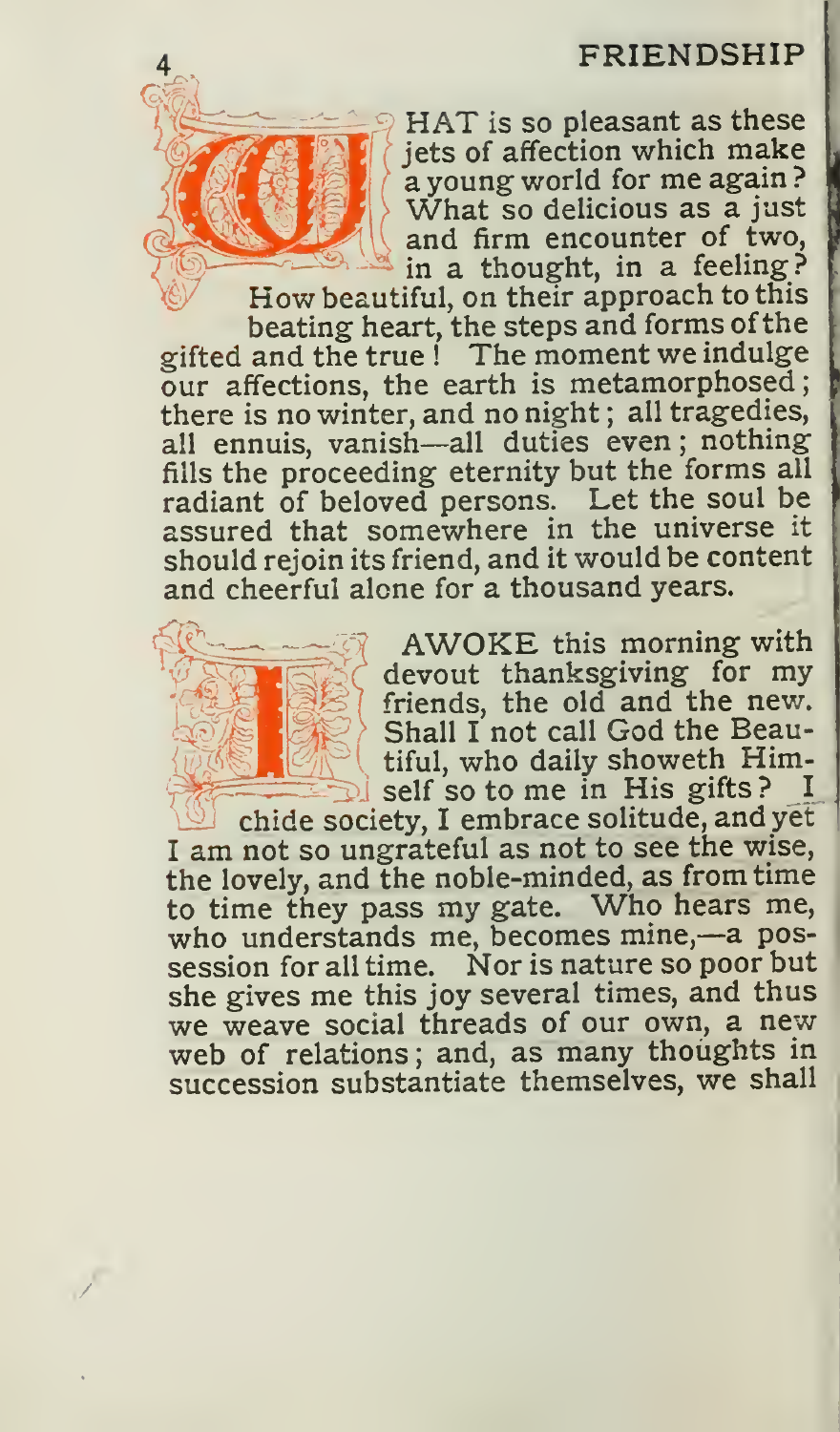WHAT is so pleasant as these jets of affection which make a young world for me again? What so delicious as a just and firm encounter of two, in a thought, in a feeling? How beautiful, on their approach to this beating heart, the steps and forms of the gifted and the true! The moment we indulge our affections, the earth is metamorphosed; there is no winter, and no night; all tragedies, all ennuis, vanish—all duties even; nothing fills the proceeding eternity but the forms all radiant of beloved persons. Let the soul be assured that somewhere in the universe it should rejoin its friend, and it would be content and cheerful alone for a thousand years.

I AWOKE this morning with devout thanksgiving for my friends, the old and the new. Shall I not call God the Beautiful, who daily showeth Himself so to me in His gifts? I chide society, I embrace solitude, and yet I am not so ungrateful as not to see the wise, the lovely, and the noble-minded, as from time to time they pass my gate. Who hears me, who understands me, becomes mine,—a possession for all time. Nor is nature so poor but she gives me this joy several times, and thus we weave social threads of our own, a new web of relations; and, as many thoughts in succession substantiate themselves, we shall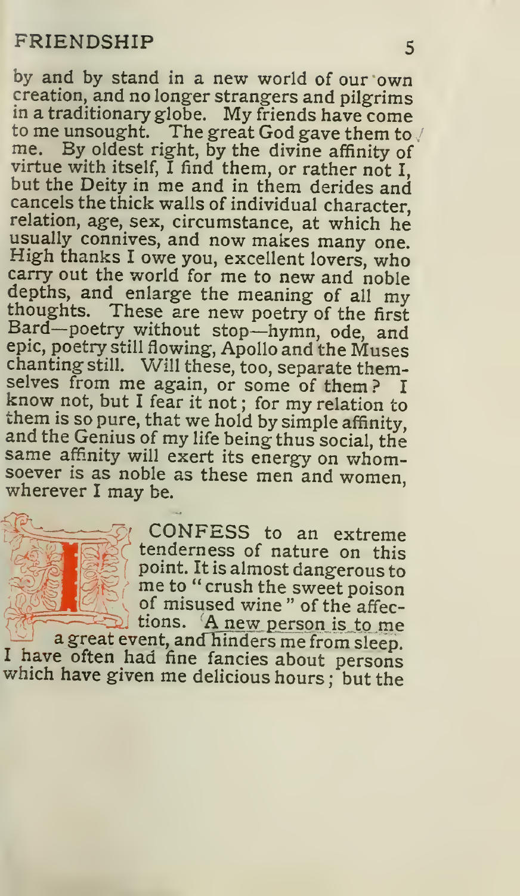by and by stand in a new world of our own creation, and no longer strangers and pilgrims in a traditionary globe. My friends have come to me unsought. The great God gave them to me. By oldest right, by the divine affinity of virtue with itself, I find them, or rather not I, but the Deity in me and in them derides and cancels the thick walls of individual character, relation, age, sex, circumstance, at which he usually connives, and now makes many one. High thanks I owe you, excellent lovers, who carry out the world for me to new and noble depths, and enlarge the meaning of all my thoughts. These are new poetry of the first Bard—poetry without stop—hymn, ode, and epic, poetry still flowing, Apollo and the Muses chanting still. Will these, too, separate themselves from me again, or some of them? I know not, but I fear it not; for my relation to them is so pure, that we hold by simple affinity, and the Genius of my life being thus social, the same affinity will exert its energy on whomsoever is as noble as these men and women, wherever I may be.

I CONFESS to an extreme tenderness of nature on this point. It is almost dangerous to me to "crush the sweet poison of misused wine" of the affections. A new person is to me a great event, and hinders me from sleep. I have often had fine fancies about persons which have given me delicious hours; but the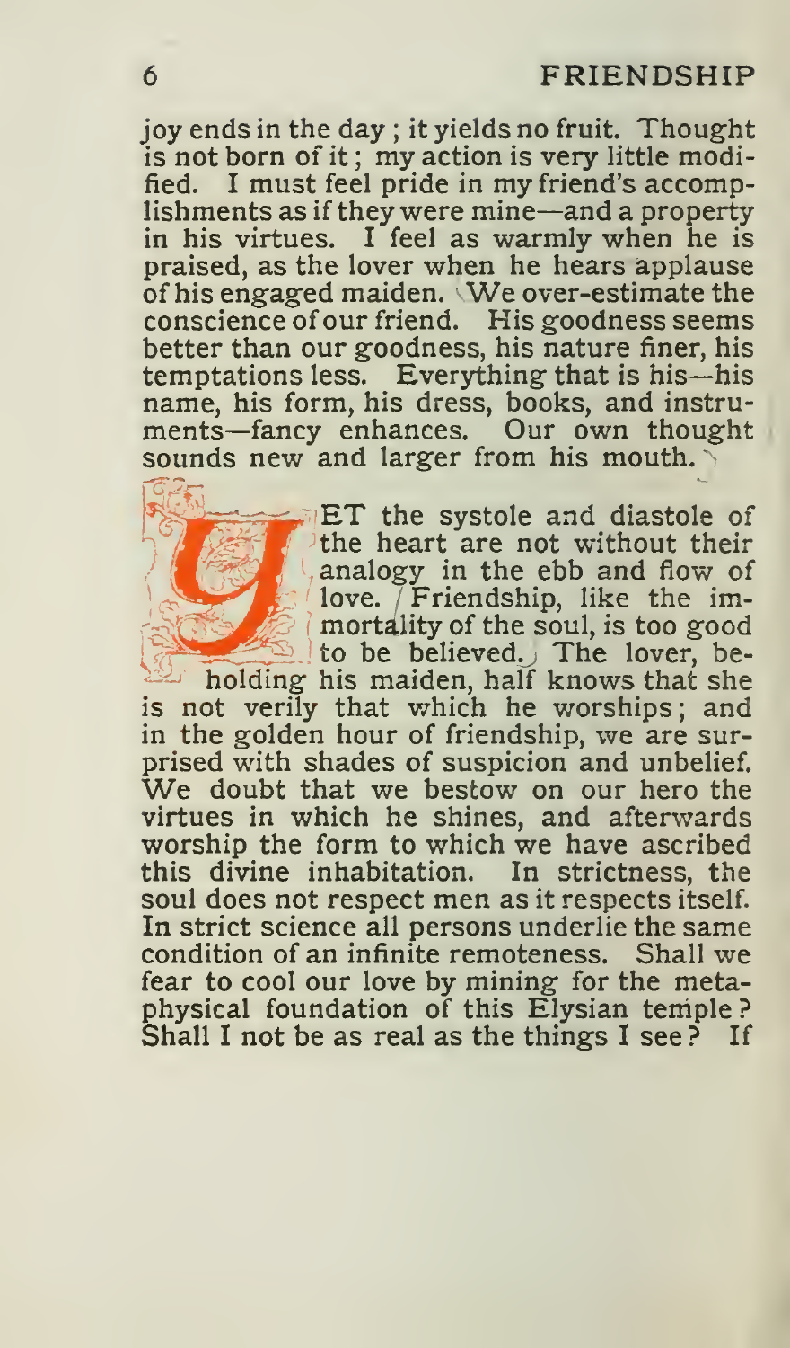joy ends in the day; it yields no fruit. Thought is not born of it; my action is very little modified. I must feel pride in my friend's accomplishments as if they were mine—and a property in his virtues. I feel as warmly when he is praised, as the lover when he hears applause of his engaged maiden. We over-estimate the conscience of our friend. His goodness seems better than our goodness, his nature finer, his temptations less. Everything that is his—his name, his form, his dress, books, and instruments—fancy enhances. Our own thought sounds new and larger from his mouth.

YET the systole and diastole of the heart are not without their analogy in the ebb and flow of love. Friendship, like the immortality of the soul, is too good to be believed. The lover, beholding his maiden, half knows that she is not verily that which he worships; and in the golden hour of friendship, we are surprised with shades of suspicion and unbelief. We doubt that we bestow on our hero the virtues in which he shines, and afterwards worship the form to which we have ascribed this divine inhabitation. In strictness, the soul does not respect men as it respects itself. In strict science all persons underlie the same condition of an infinite remoteness. Shall we fear to cool our love by mining for the metaphysical foundation of this Elysian temple? Shall I not be as real as the things I see? If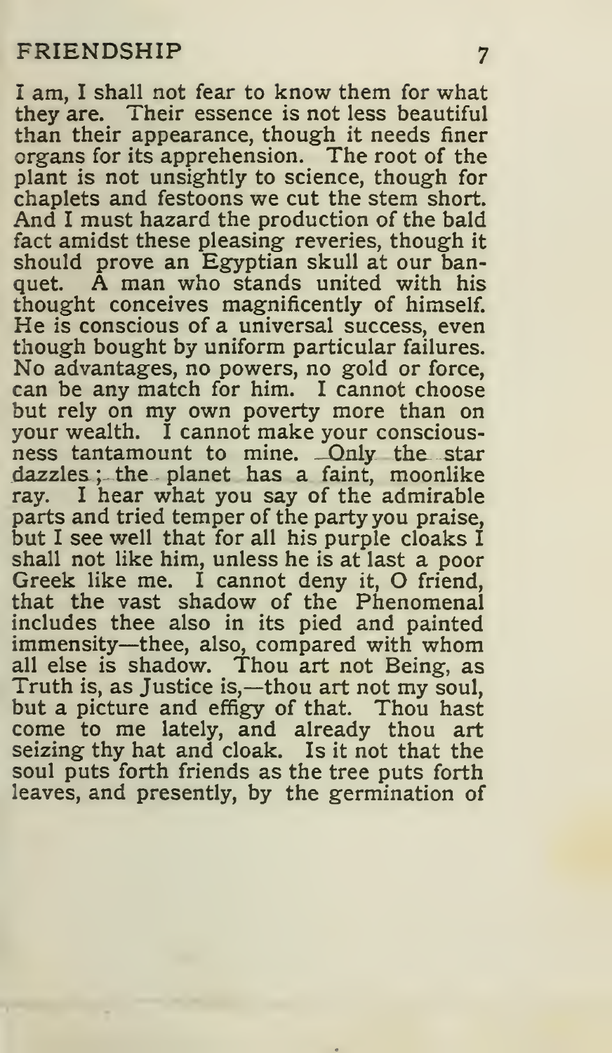I am, I shall not fear to know them for what they are. Their essence is not less beautiful than their appearance, though it needs finer organs for its apprehension. The root of the plant is not unsightly to science, though for chaplets and festoons we cut the stem short. And I must hazard the production of the bald fact amidst these pleasing reveries, though it should prove an Egyptian skull at our banquet. A man who stands united with his thought conceives magnificently of himself. He is conscious of a universal success, even though bought by uniform particular failures. No advantages, no powers, no gold or force, can be any match for him. I cannot choose but rely on my own poverty more than on your wealth. I cannot make your consciousness tantamount to mine. Only the star dazzles; the planet has a faint, moonlike ray. I hear what you say of the admirable parts and tried temper of the party you praise, but I see well that for all his purple cloaks I shall not like him, unless he is at last a poor Greek like me. I cannot deny it, O friend, that the vast shadow of the Phenomenal includes thee also in its pied and painted immensity—thee, also, compared with whom all else is shadow. Thou art not Being, as Truth is, as Justice is,—thou art not my soul, but a picture and effigy of that. Thou hast come to me lately, and already thou art seizing thy hat and cloak. Is it not that the soul puts forth friends as the tree puts forth leaves, and presently, by the germination of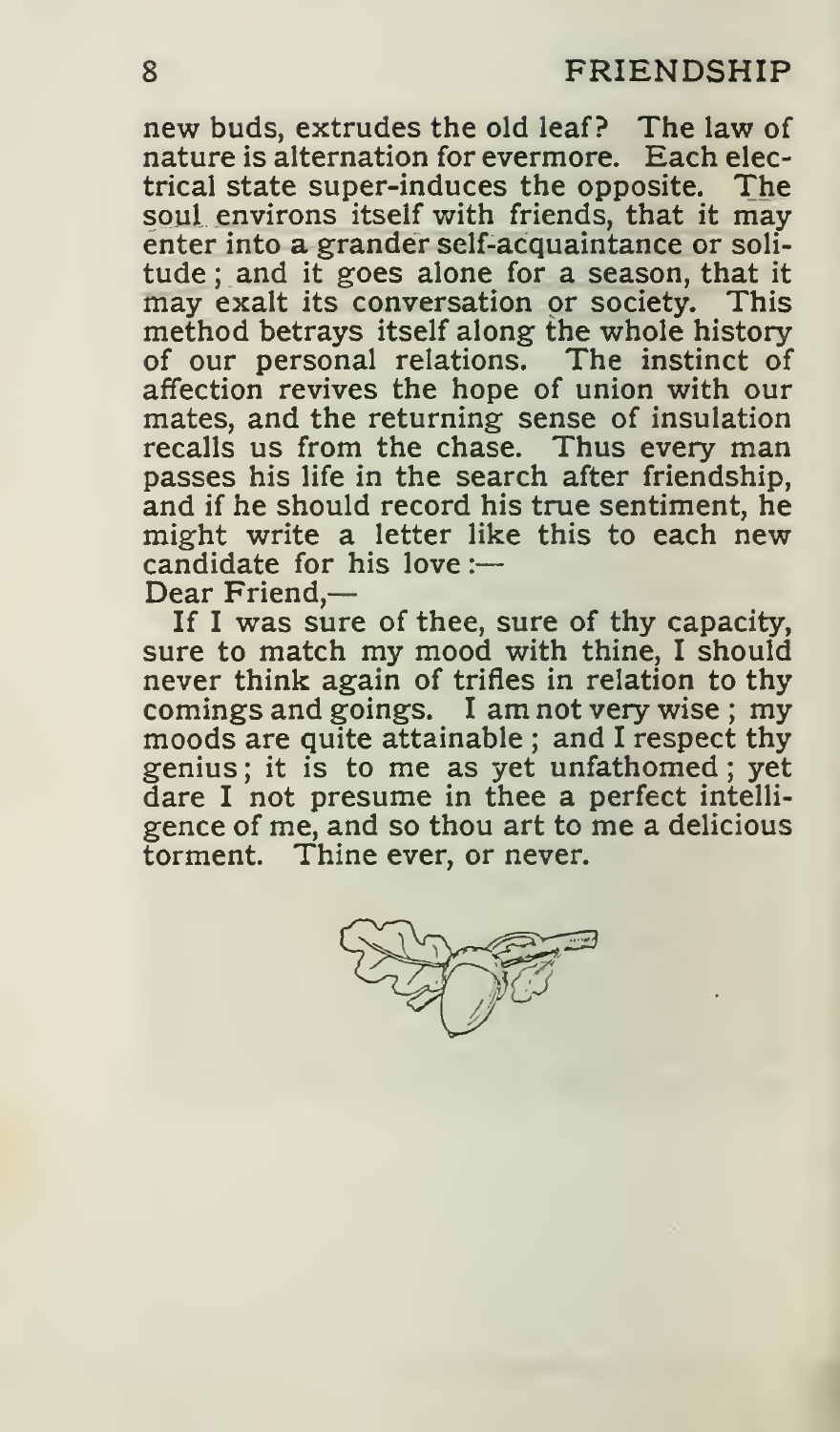new buds, extrudes the old leaf? The law of nature is alternation for evermore. Each electrical state super-induces the opposite. The soul environs itself with friends, that it may enter into a grander self-acquaintance or solitude; and it goes alone for a season, that it may exalt its conversation or society. This method betrays itself along the whole history of our personal relations. The instinct of affection revives the hope of union with our mates, and the returning sense of insulation recalls us from the chase. Thus every man passes his life in the search after friendship, and if he should record his true sentiment, he might write a letter like this to each new candidate for his love:—

Dear Friend,—

If I was sure of thee, sure of thy capacity, sure to match my mood with thine, I should never think again of trifles in relation to thy comings and goings. I am not very wise; my moods are quite attainable; and I respect thy genius; it is to me as yet unfathomed; yet dare I not presume in thee a perfect intelligence of me, and so thou art to me a delicious torment. Thine ever, or never.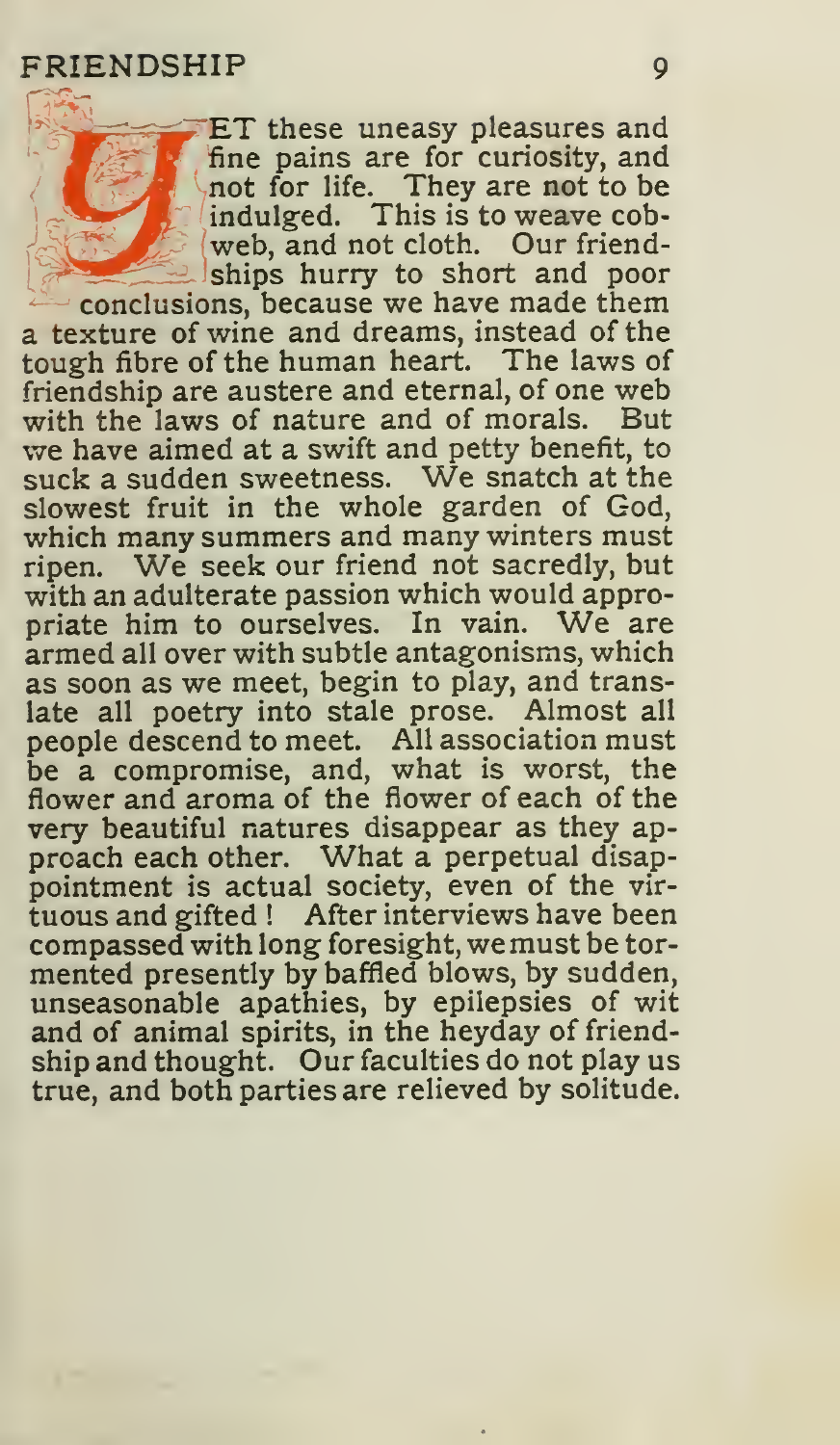YET these uneasy pleasures and fine pains are for curiosity, and not for life. They are not to be indulged. This is to weave cobweb, and not cloth. Our friendships hurry to short and poor conclusions, because we have made them a texture of wine and dreams, instead of the tough fibre of the human heart. The laws of friendship are austere and eternal, of one web with the laws of nature and of morals. But we have aimed at a swift and petty benefit, to suck a sudden sweetness. We snatch at the slowest fruit in the whole garden of God, which many summers and many winters must ripen. We seek our friend not sacredly, but with an adulterate passion which would appropriate him to ourselves. In vain. We are armed all over with subtle antagonisms, which as soon as we meet, begin to play, and translate all poetry into stale prose. Almost all people descend to meet. All association must be a compromise, and, what is worst, the flower and aroma of the flower of each of the very beautiful natures disappear as they approach each other. What a perpetual disappointment is actual society, even of the virtuous and gifted! After interviews have been compassed with long foresight, we must be tormented presently by baffled blows, by sudden, unseasonable apathies, by epilepsies of wit and of animal spirits, in the heyday of friendship and thought. Our faculties do not play us true, and both parties are relieved by solitude.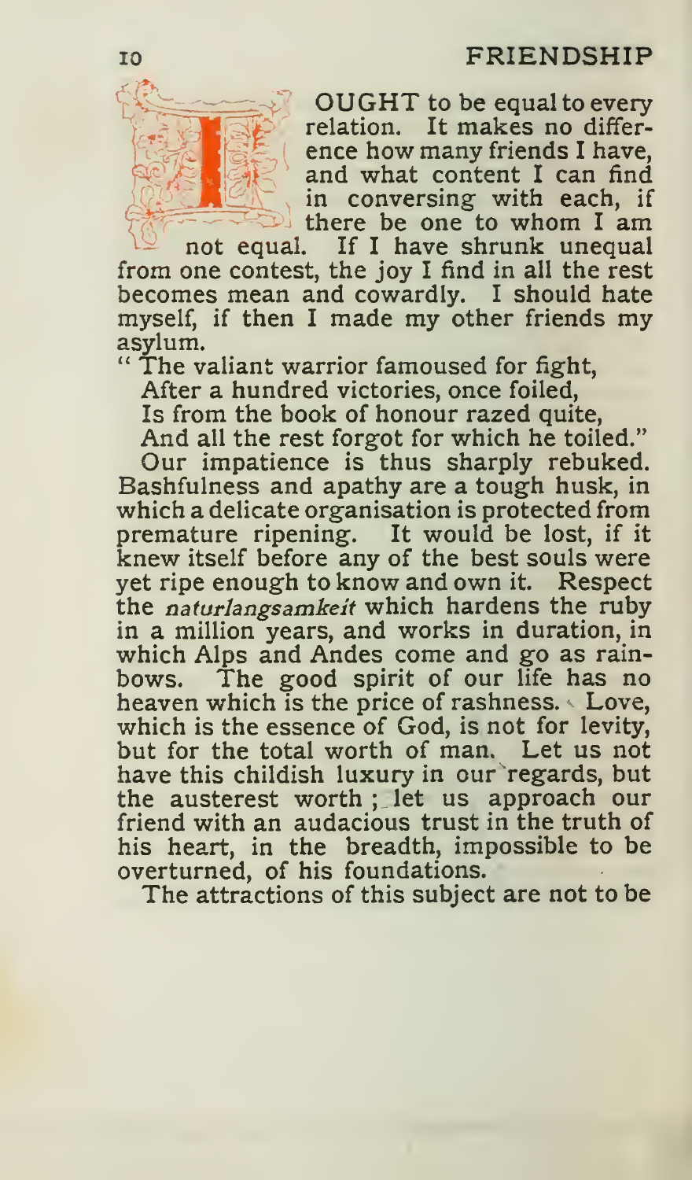I OUGHT to be equal to every relation. It makes no difference how many friends I have, and what content I can find in conversing with each, if there be one to whom I am not equal. If I have shrunk unequal from one contest, the joy I find in all the rest becomes mean and cowardly. I should hate myself, if then I made my other friends my asylum.

"The valiant warrior famoused for fight,  
After a hundred victories, once foiled,  
Is from the book of honour razed quite,  
And all the rest forgot for which he toiled."

Our impatience is thus sharply rebuked. Bashfulness and apathy are a tough husk, in which a delicate organisation is protected from premature ripening. It would be lost, if it knew itself before any of the best souls were yet ripe enough to know and own it. Respect the *naturlangsamkeit* which hardens the ruby in a million years, and works in duration, in which Alps and Andes come and go as rainbows. The good spirit of our life has no heaven which is the price of rashness. Love, which is the essence of God, is not for levity, but for the total worth of man. Let us not have this childish luxury in our regards, but the austerest worth; let us approach our friend with an audacious trust in the truth of his heart, in the breadth, impossible to be overturned, of his foundations.

The attractions of this subject are not to be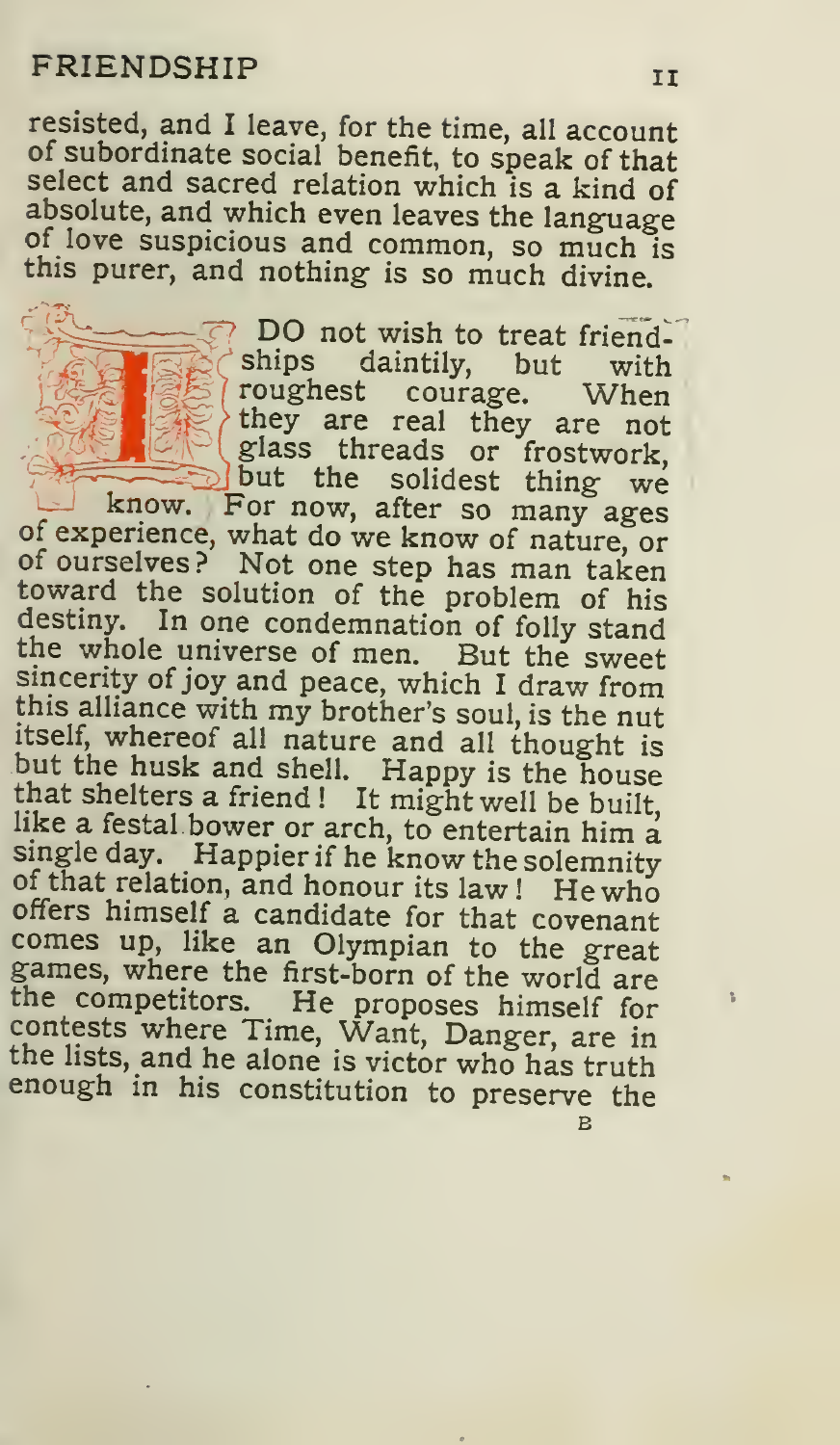resisted, and I leave, for the time, all account of subordinate social benefit, to speak of that select and sacred relation which is a kind of absolute, and which even leaves the language of love suspicious and common, so much is this purer, and nothing is so much divine.

I DO not wish to treat friendships daintily, but with roughest courage. When they are real they are not glass threads or frostwork, but the solidest thing we know. For now, after so many ages of experience, what do we know of nature, or of ourselves? Not one step has man taken toward the solution of the problem of his destiny. In one condemnation of folly stand the whole universe of men. But the sweet sincerity of joy and peace, which I draw from this alliance with my brother's soul, is the nut itself, whereof all nature and all thought is but the husk and shell. Happy is the house that shelters a friend! It might well be built, like a festal bower or arch, to entertain him a single day. Happier if he know the solemnity of that relation, and honour its law! He who offers himself a candidate for that covenant comes up, like an Olympian to the great games, where the first-born of the world are the competitors. He proposes himself for contests where Time, Want, Danger, are in the lists, and he alone is victor who has truth enough in his constitution to preserve the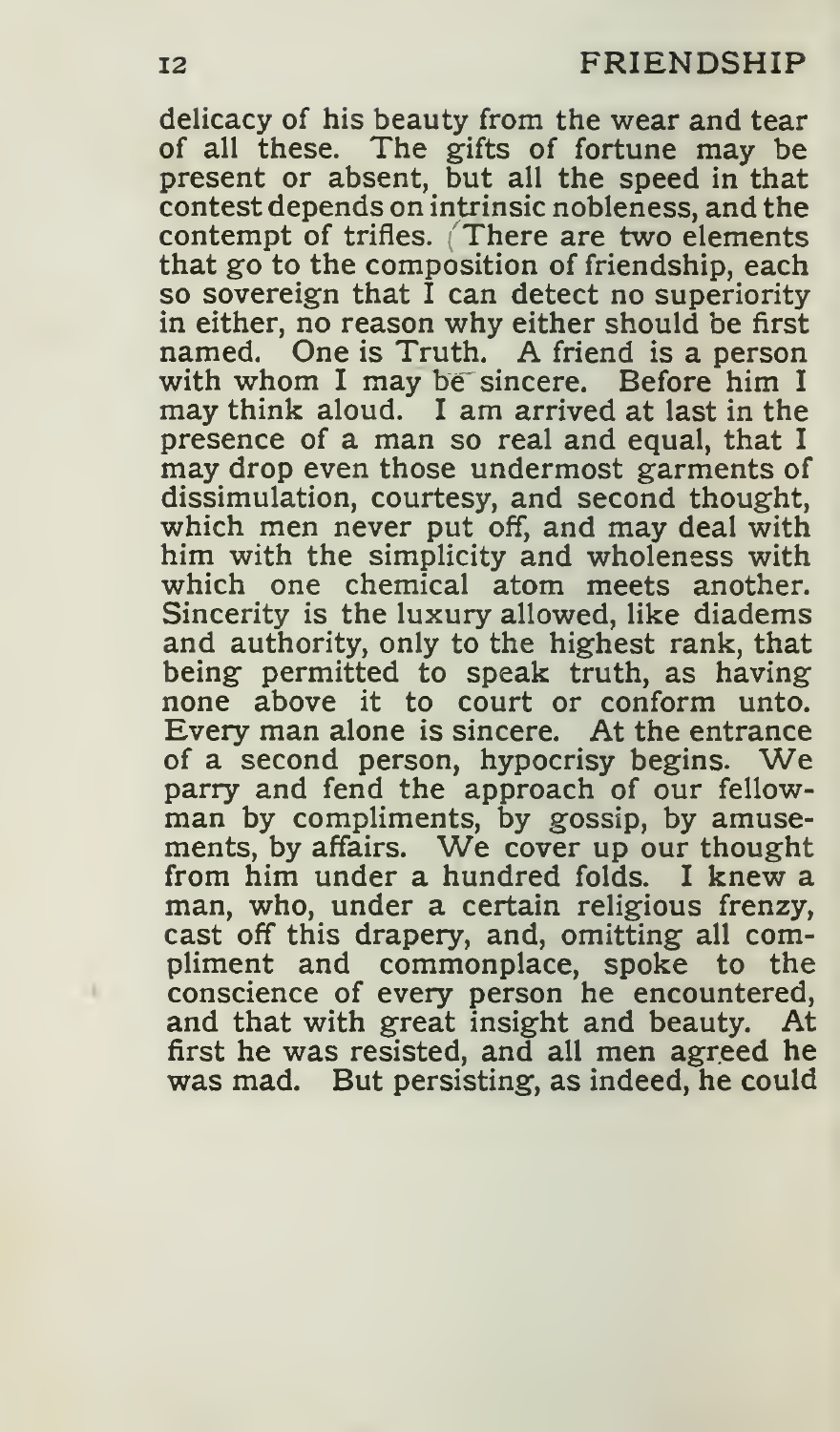delicacy of his beauty from the wear and tear of all these. The gifts of fortune may be present or absent, but all the speed in that contest depends on intrinsic nobleness, and the contempt of trifles. There are two elements that go to the composition of friendship, each so sovereign that I can detect no superiority in either, no reason why either should be first named. One is Truth. A friend is a person with whom I may be sincere. Before him I may think aloud. I am arrived at last in the presence of a man so real and equal, that I may drop even those undermost garments of dissimulation, courtesy, and second thought, which men never put off, and may deal with him with the simplicity and wholeness with which one chemical atom meets another. Sincerity is the luxury allowed, like diadems and authority, only to the highest rank, that being permitted to speak truth, as having none above it to court or conform unto. Every man alone is sincere. At the entrance of a second person, hypocrisy begins. We parry and fend the approach of our fellow-man by compliments, by gossip, by amusements, by affairs. We cover up our thought from him under a hundred folds. I knew a man, who, under a certain religious frenzy, cast off this drapery, and, omitting all compliment and commonplace, spoke to the conscience of every person he encountered, and that with great insight and beauty. At first he was resisted, and all men agreed he was mad. But persisting, as indeed, he could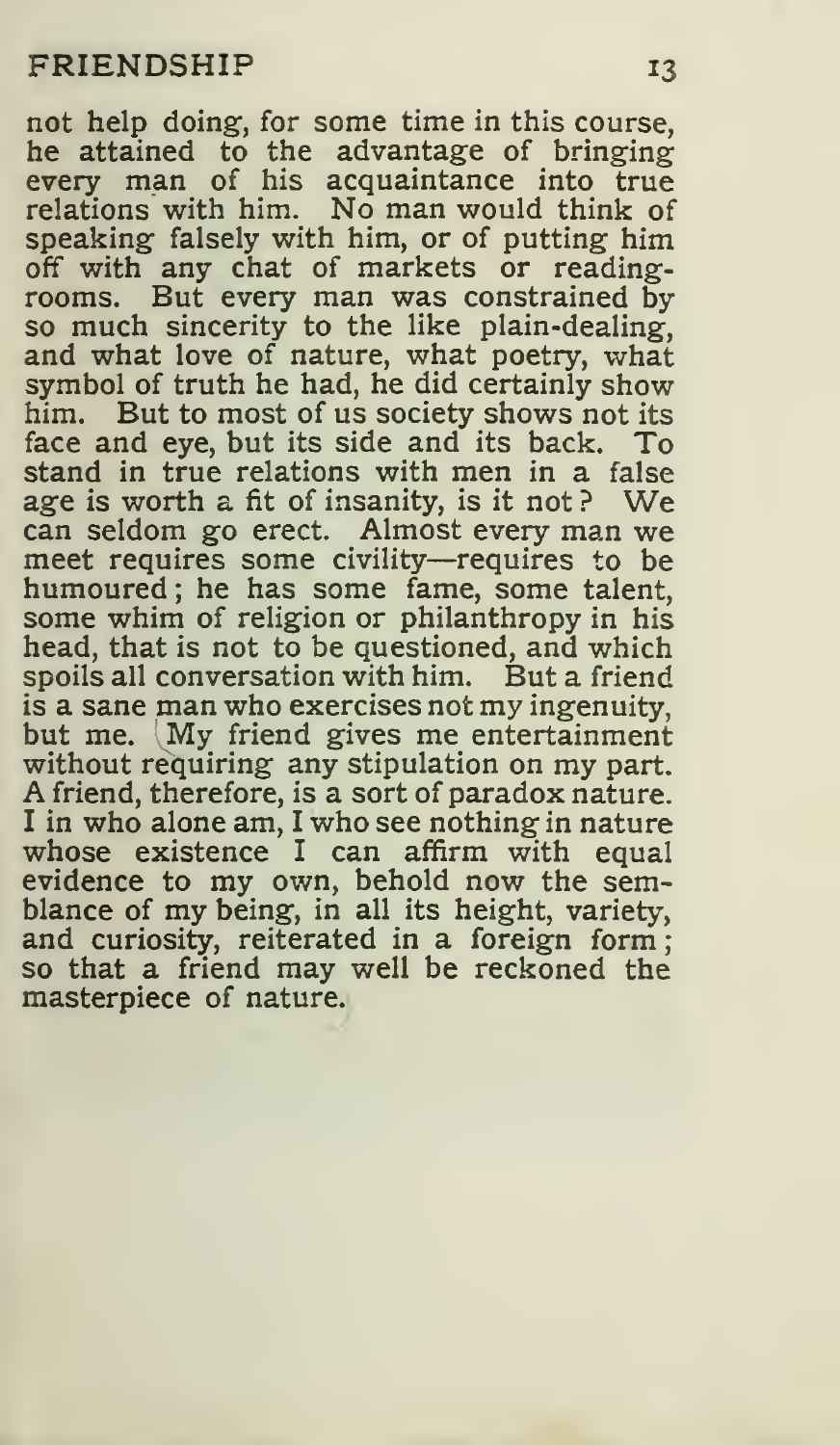not help doing, for some time in this course, he attained to the advantage of bringing every man of his acquaintance into true relations with him. No man would think of speaking falsely with him, or of putting him off with any chat of markets or reading-rooms. But every man was constrained by so much sincerity to the like plain-dealing, and what love of nature, what poetry, what symbol of truth he had, he did certainly show him. But to most of us society shows not its face and eye, but its side and its back. To stand in true relations with men in a false age is worth a fit of insanity, is it not? We can seldom go erect. Almost every man we meet requires some civility—requires to be humoured; he has some fame, some talent, some whim of religion or philanthropy in his head, that is not to be questioned, and which spoils all conversation with him. But a friend is a sane man who exercises not my ingenuity, but me. My friend gives me entertainment without requiring any stipulation on my part. A friend, therefore, is a sort of paradox nature. I in who alone am, I who see nothing in nature whose existence I can affirm with equal evidence to my own, behold now the semblance of my being, in all its height, variety, and curiosity, reiterated in a foreign form; so that a friend may well be reckoned the masterpiece of nature.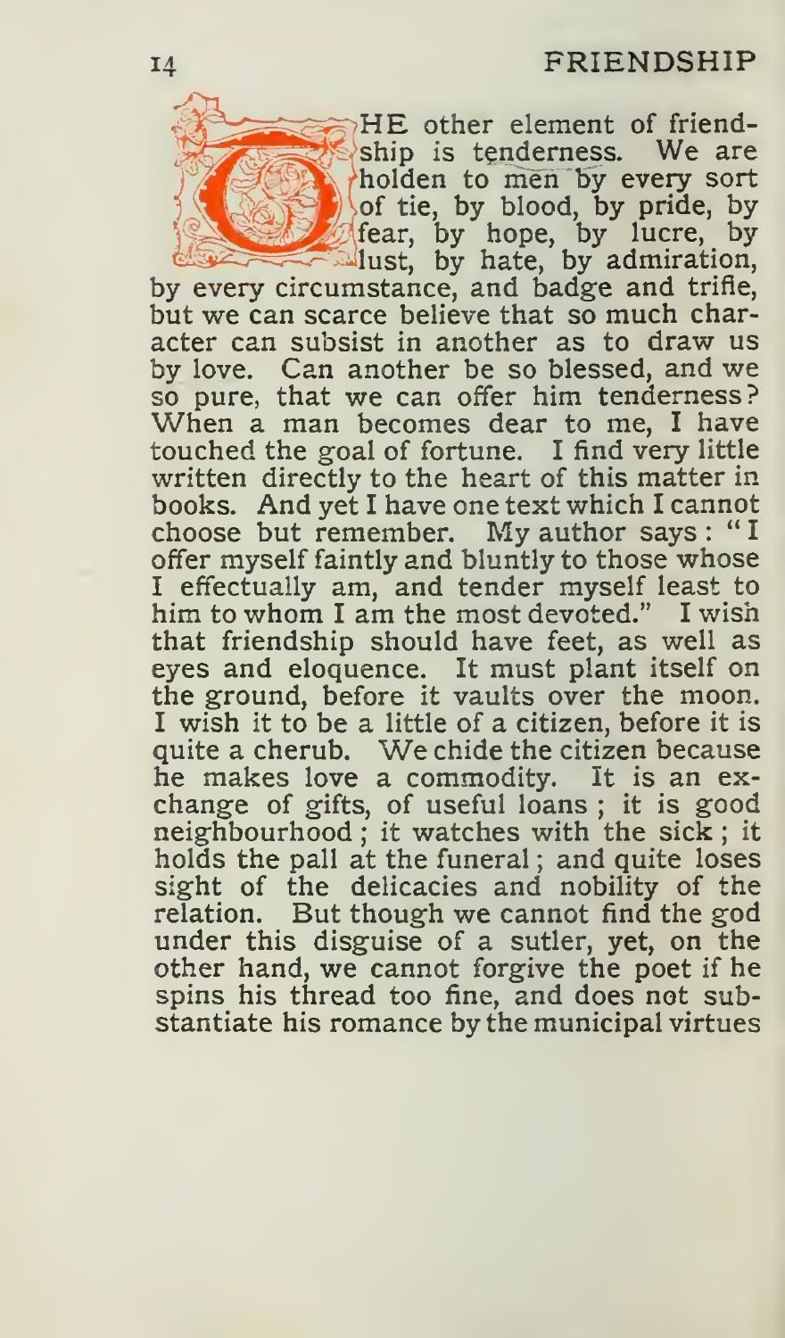THE other element of friendship is tenderness. We are holden to men by every sort of tie, by blood, by pride, by fear, by hope, by lucre, by lust, by hate, by admiration, by every circumstance, and badge and trifle, but we can scarce believe that so much character can subsist in another as to draw us by love. Can another be so blessed, and we so pure, that we can offer him tenderness? When a man becomes dear to me, I have touched the goal of fortune. I find very little written directly to the heart of this matter in books. And yet I have one text which I cannot choose but remember. My author says: "I offer myself faintly and bluntly to those whose I effectually am, and tender myself least to him to whom I am the most devoted." I wish that friendship should have feet, as well as eyes and eloquence. It must plant itself on the ground, before it vaults over the moon. I wish it to be a little of a citizen, before it is quite a cherub. We chide the citizen because he makes love a commodity. It is an exchange of gifts, of useful loans; it is good neighbourhood; it watches with the sick; it holds the pall at the funeral; and quite loses sight of the delicacies and nobility of the relation. But though we cannot find the god under this disguise of a sutler, yet, on the other hand, we cannot forgive the poet if he spins his thread too fine, and does not substantiate his romance by the municipal virtues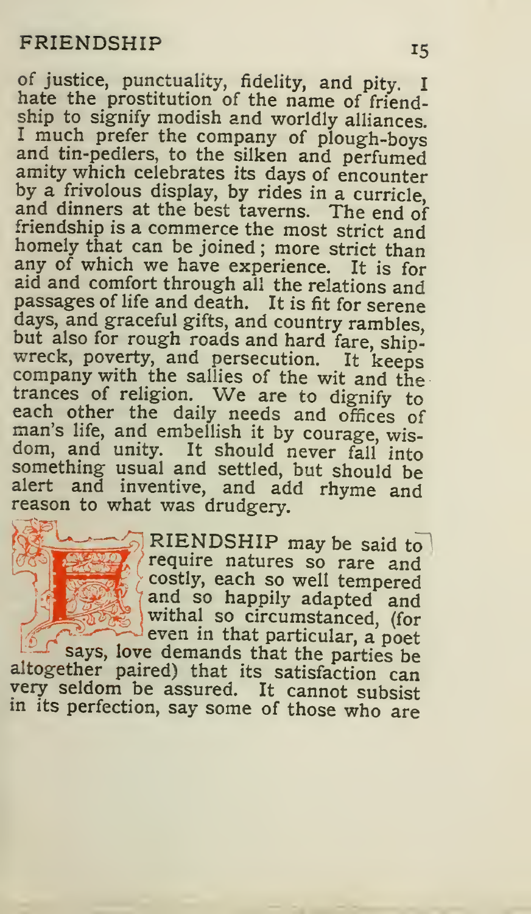of justice, punctuality, fidelity, and pity. I hate the prostitution of the name of friendship to signify modish and worldly alliances. I much prefer the company of plough-boys and tin-pedlers, to the silken and perfumed amity which celebrates its days of encounter by a frivolous display, by rides in a curricle, and dinners at the best taverns. The end of friendship is a commerce the most strict and homely that can be joined; more strict than any of which we have experience. It is for aid and comfort through all the relations and passages of life and death. It is fit for serene days, and graceful gifts, and country rambles, but also for rough roads and hard fare, shipwreck, poverty, and persecution. It keeps company with the sallies of the wit and the trances of religion. We are to dignify to each other the daily needs and offices of man's life, and embellish it by courage, wisdom, and unity. It should never fall into something usual and settled, but should be alert and inventive, and add rhyme and reason to what was drudgery.

FRIENDSHIP may be said to require natures so rare and costly, each so well tempered and so happily adapted and withal so circumstanced, (for even in that particular, a poet says, love demands that the parties be altogether paired) that its satisfaction can very seldom be assured. It cannot subsist in its perfection, say some of those who are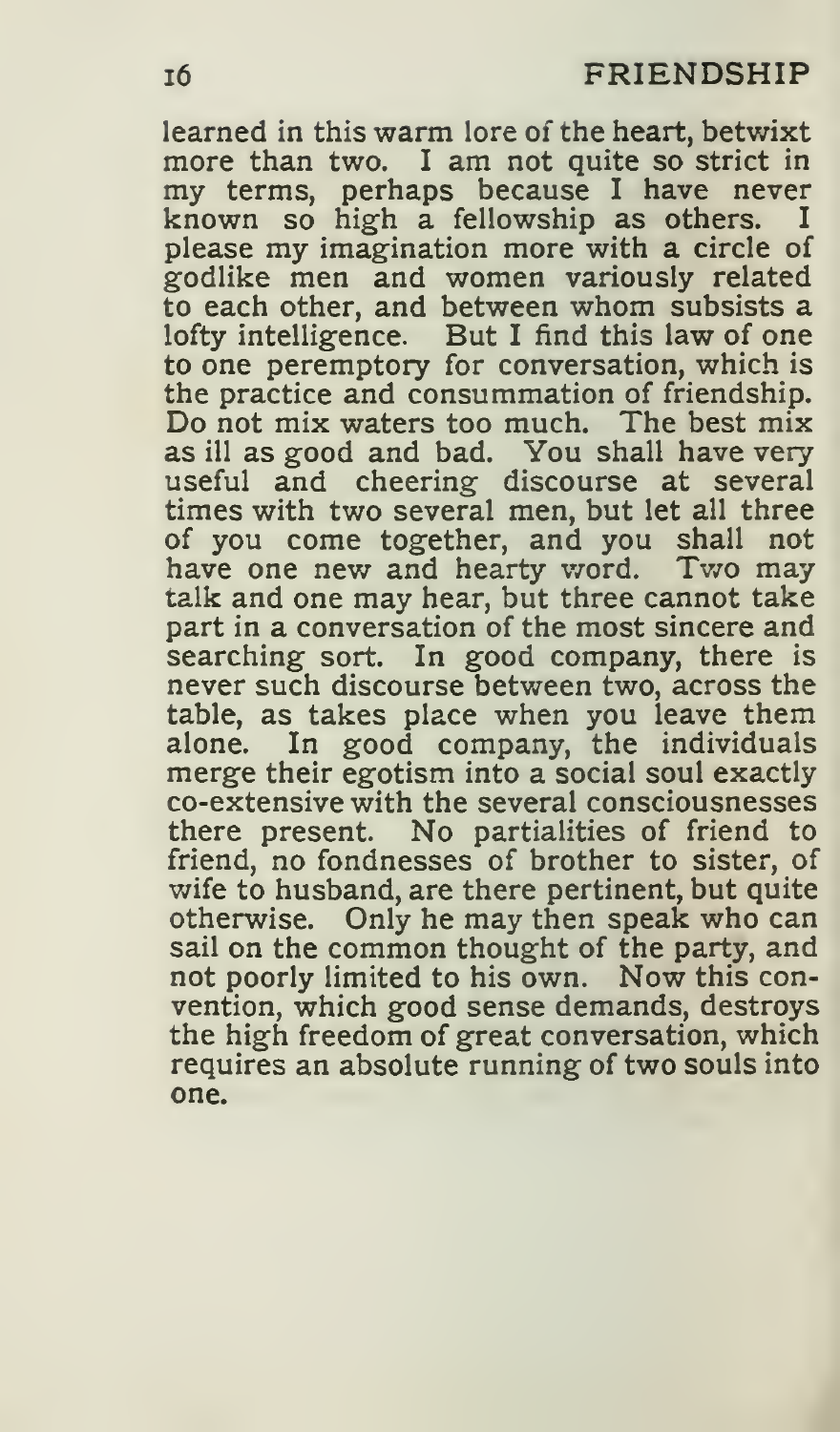learned in this warm lore of the heart, betwixt more than two. I am not quite so strict in my terms, perhaps because I have never known so high a fellowship as others. I please my imagination more with a circle of godlike men and women variously related to each other, and between whom subsists a lofty intelligence. But I find this law of one to one peremptory for conversation, which is the practice and consummation of friendship. Do not mix waters too much. The best mix as ill as good and bad. You shall have very useful and cheering discourse at several times with two several men, but let all three of you come together, and you shall not have one new and hearty word. Two may talk and one may hear, but three cannot take part in a conversation of the most sincere and searching sort. In good company, there is never such discourse between two, across the table, as takes place when you leave them alone. In good company, the individuals merge their egotism into a social soul exactly co-extensive with the several consciousnesses there present. No partialities of friend to friend, no fondnesses of brother to sister, of wife to husband, are there pertinent, but quite otherwise. Only he may then speak who can sail on the common thought of the party, and not poorly limited to his own. Now this convention, which good sense demands, destroys the high freedom of great conversation, which requires an absolute running of two souls into one.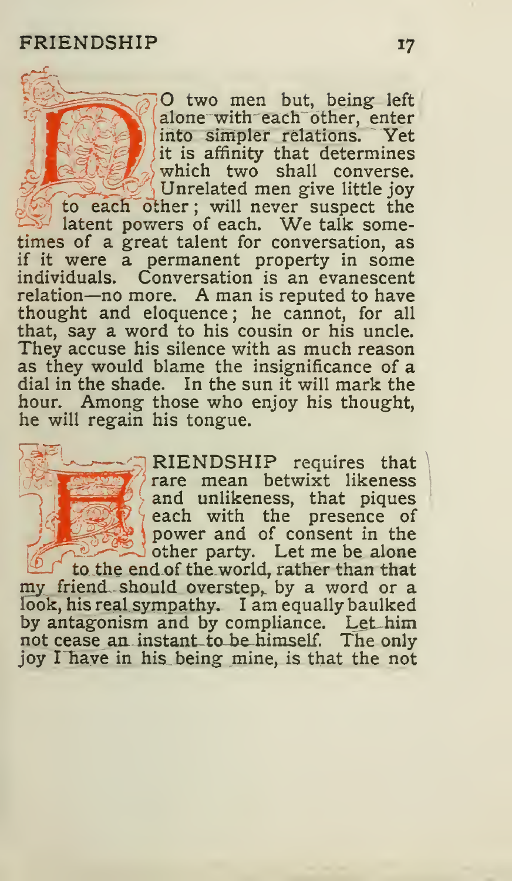DO two men but, being left alone with each other, enter into simpler relations. Yet it is affinity that determines which two shall converse. Unrelated men give little joy to each other; will never suspect the latent powers of each. We talk sometimes of a great talent for conversation, as if it were a permanent property in some individuals. Conversation is an evanescent relation—no more. A man is reputed to have thought and eloquence; he cannot, for all that, say a word to his cousin or his uncle. They accuse his silence with as much reason as they would blame the insignificance of a dial in the shade. In the sun it will mark the hour. Among those who enjoy his thought, he will regain his tongue.

FRIENDSHIP requires that rare mean betwixt likeness and unlikeness, that piques each with the presence of power and of consent in the other party. Let me be alone to the end of the world, rather than that my friend should overstep, by a word or a look, his real sympathy. I am equally baulked by antagonism and by compliance. Let him not cease an instant to be himself. The only joy I have in his being mine, is that the not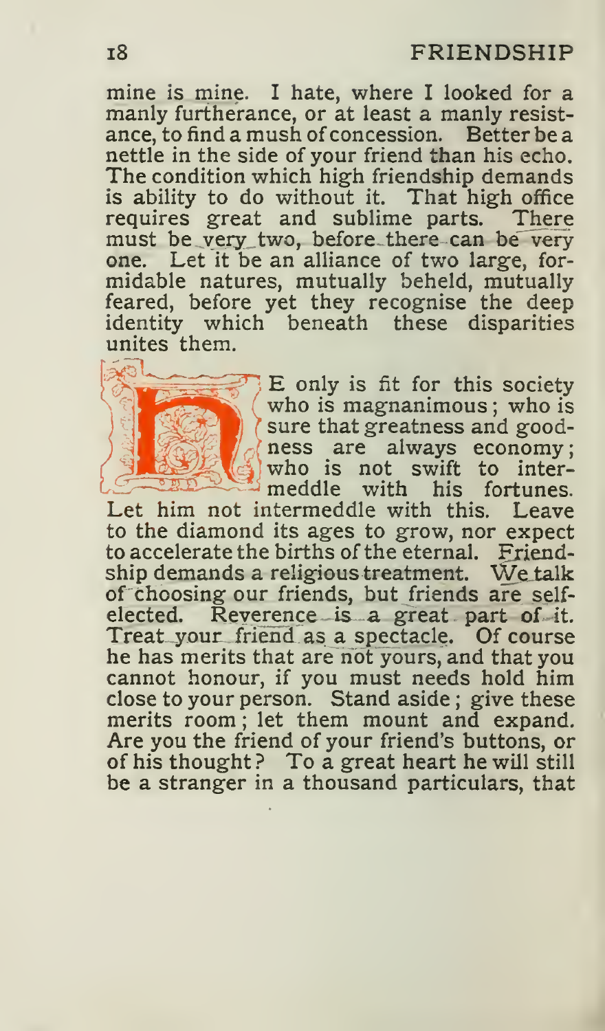mine is mine. I hate, where I looked for a manly furtherance, or at least a manly resistance, to find a mush of concession. Better be a nettle in the side of your friend than his echo. The condition which high friendship demands is ability to do without it. That high office requires great and sublime parts. There must be very two, before there can be very one. Let it be an alliance of two large, formidable natures, mutually beheld, mutually feared, before yet they recognise the deep identity which beneath these disparities unites them.

HE only is fit for this society who is magnanimous; who is sure that greatness and goodness are always economy; who is not swift to intermeddle with his fortunes. Let him not intermeddle with this. Leave to the diamond its ages to grow, nor expect to accelerate the births of the eternal. Friendship demands a religious treatment. We talk of choosing our friends, but friends are self-elected. Reverence is a great part of it. Treat your friend as a spectacle. Of course he has merits that are not yours, and that you cannot honour, if you must needs hold him close to your person. Stand aside; give these merits room; let them mount and expand. Are you the friend of your friend's buttons, or of his thought? To a great heart he will still be a stranger in a thousand particulars, that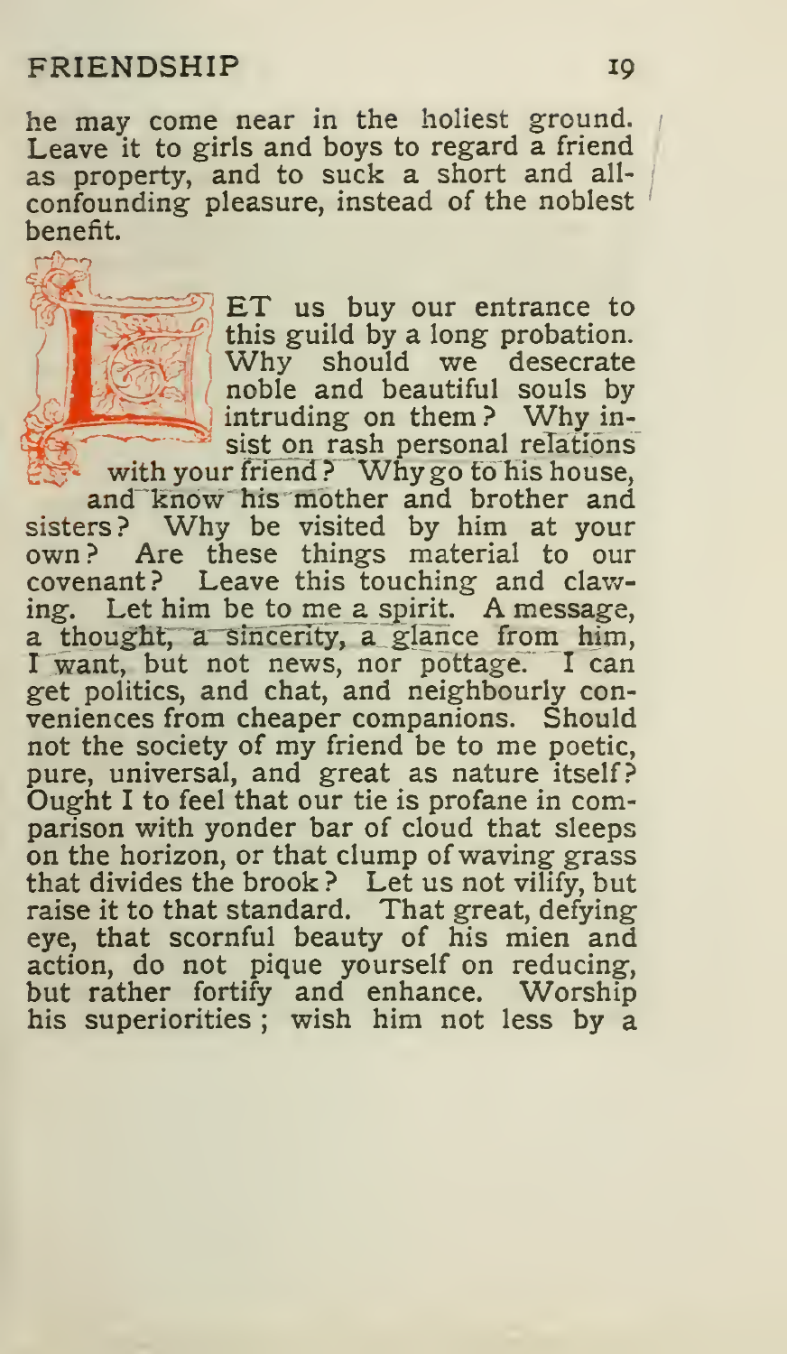he may come near in the holiest ground. Leave it to girls and boys to regard a friend as property, and to suck a short and all-confounding pleasure, instead of the noblest benefit.

LET us buy our entrance to this guild by a long probation. Why should we desecrate noble and beautiful souls by intruding on them? Why insist on rash personal relations with your friend? Why go to his house, and know his mother and brother and sisters? Why be visited by him at your own? Are these things material to our covenant? Leave this touching and clawing. Let him be to me a spirit. A message, a thought, a sincerity, a glance from him, I want, but not news, nor pottage. I can get politics, and chat, and neighbourly conveniences from cheaper companions. Should not the society of my friend be to me poetic, pure, universal, and great as nature itself? Ought I to feel that our tie is profane in comparison with yonder bar of cloud that sleeps on the horizon, or that clump of waving grass that divides the brook? Let us not vilify, but raise it to that standard. That great, defying eye, that scornful beauty of his mien and action, do not pique yourself on reducing, but rather fortify and enhance. Worship his superiorities; wish him not less by a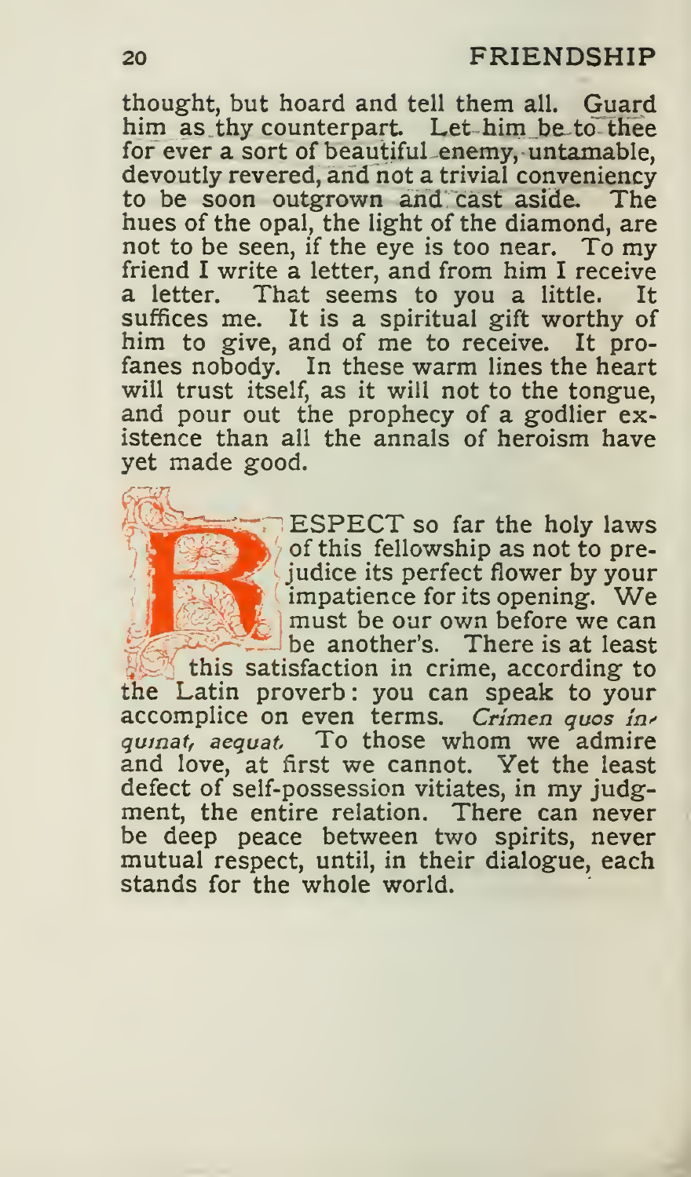thought, but hoard and tell them all. Guard him as thy counterpart. Let him be to thee for ever a sort of beautiful enemy, untamable, devoutly revered, and not a trivial conveniency to be soon outgrown and cast aside. The hues of the opal, the light of the diamond, are not to be seen, if the eye is too near. To my friend I write a letter, and from him I receive a letter. That seems to you a little. It suffices me. It is a spiritual gift worthy of him to give, and of me to receive. It profanes nobody. In these warm lines the heart will trust itself, as it will not to the tongue, and pour out the prophecy of a godlier existence than all the annals of heroism have yet made good.

RESPECT so far the holy laws of this fellowship as not to prejudice its perfect flower by your impatience for its opening. We must be our own before we can be another's. There is at least this satisfaction in crime, according to the Latin proverb: you can speak to your accomplice on even terms. *Crimen quos inquinat, aequat.* To those whom we admire and love, at first we cannot. Yet the least defect of self-possession vitiates, in my judgment, the entire relation. There can never be deep peace between two spirits, never mutual respect, until, in their dialogue, each stands for the whole world.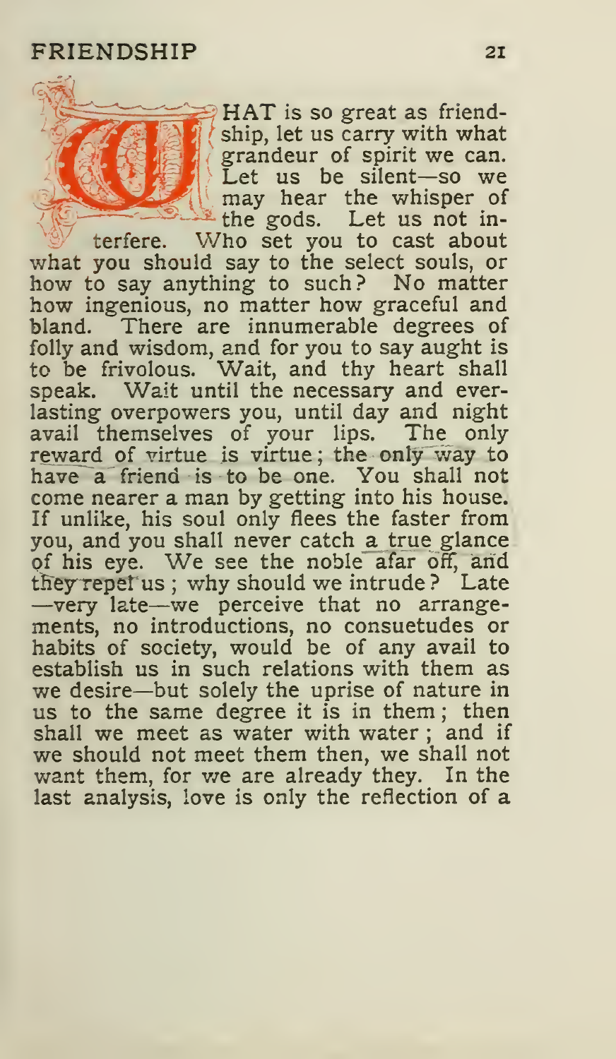WHAT is so great as friendship, let us carry with what grandeur of spirit we can. Let us be silent—so we may hear the whisper of the gods. Let us not interfere. Who set you to cast about what you should say to the select souls, or how to say anything to such? No matter how ingenious, no matter how graceful and bland. There are innumerable degrees of folly and wisdom, and for you to say aught is to be frivolous. Wait, and thy heart shall speak. Wait until the necessary and everlasting overpowers you, until day and night avail themselves of your lips. The only reward of virtue is virtue; the only way to have a friend is to be one. You shall not come nearer a man by getting into his house. If unlike, his soul only flees the faster from you, and you shall never catch a true glance of his eye. We see the noble afar off, and they repel us; why should we intrude? Late—very late—we perceive that no arrangements, no introductions, no consuetudes or habits of society, would be of any avail to establish us in such relations with them as we desire—but solely the uprise of nature in us to the same degree it is in them; then shall we meet as water with water; and if we should not meet them then, we shall not want them, for we are already they. In the last analysis, love is only the reflection of a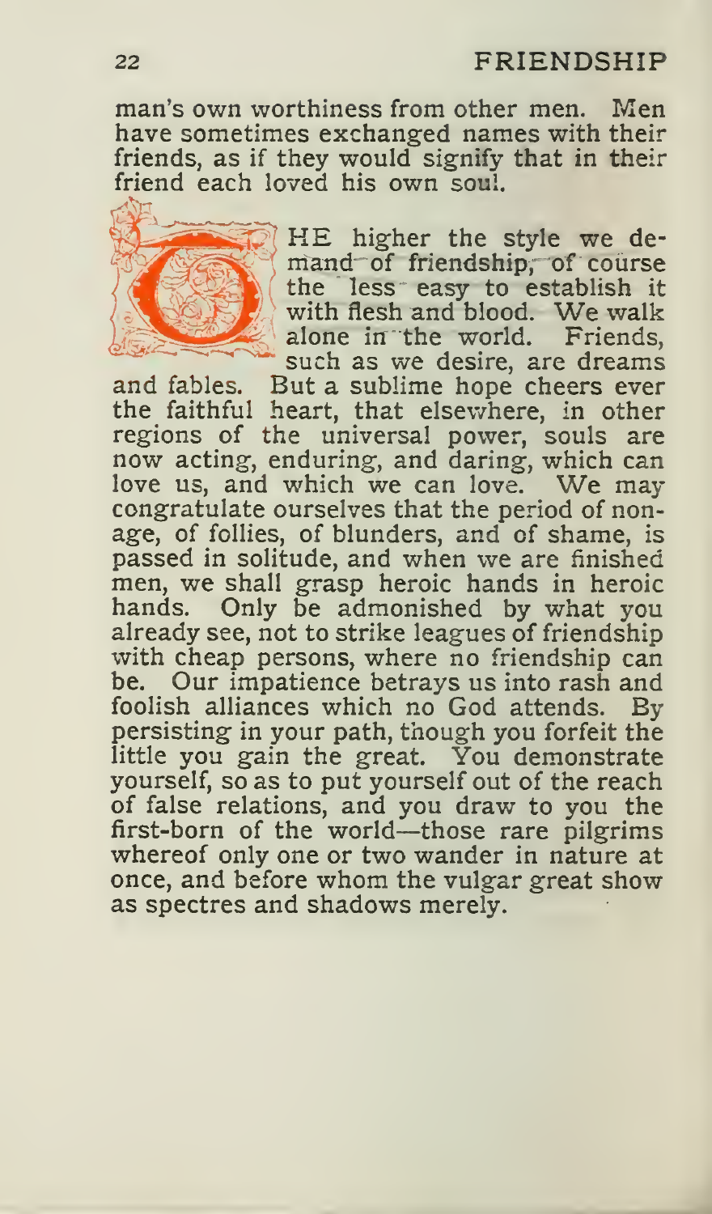man's own worthiness from other men. Men have sometimes exchanged names with their friends, as if they would signify that in their friend each loved his own soul.

THE higher the style we demand of friendship, of course the less easy to establish it with flesh and blood. We walk alone in the world. Friends, such as we desire, are dreams and fables. But a sublime hope cheers ever the faithful heart, that elsewhere, in other regions of the universal power, souls are now acting, enduring, and daring, which can love us, and which we can love. We may congratulate ourselves that the period of nonage, of follies, of blunders, and of shame, is passed in solitude, and when we are finished men, we shall grasp heroic hands in heroic hands. Only be admonished by what you already see, not to strike leagues of friendship with cheap persons, where no friendship can be. Our impatience betrays us into rash and foolish alliances which no God attends. By persisting in your path, though you forfeit the little you gain the great. You demonstrate yourself, so as to put yourself out of the reach of false relations, and you draw to you the first-born of the world—those rare pilgrims whereof only one or two wander in nature at once, and before whom the vulgar great show as spectres and shadows merely.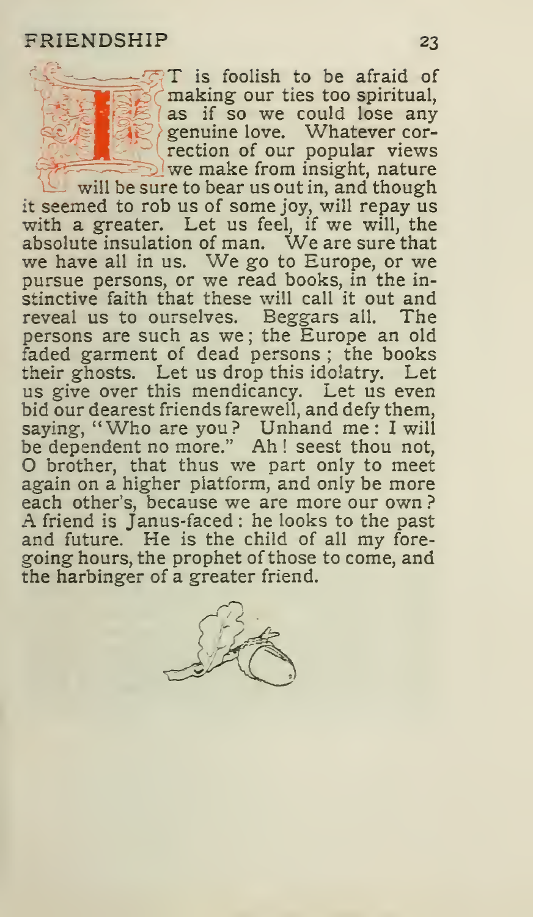IT is foolish to be afraid of making our ties too spiritual, as if so we could lose any genuine love. Whatever correction of our popular views we make from insight, nature will be sure to bear us out in, and though it seemed to rob us of some joy, will repay us with a greater. Let us feel, if we will, the absolute insulation of man. We are sure that we have all in us. We go to Europe, or we pursue persons, or we read books, in the instinctive faith that these will call it out and reveal us to ourselves. Beggars all. The persons are such as we; the Europe an old faded garment of dead persons; the books their ghosts. Let us drop this idolatry. Let us give over this mendicancy. Let us even bid our dearest friends farewell, and defy them, saying, "Who are you? Unhand me: I will be dependent no more." Ah! seest thou not, O brother, that thus we part only to meet again on a higher platform, and only be more each other's, because we are more our own? A friend is Janus-faced: he looks to the past and future. He is the child of all my foregoing hours, the prophet of those to come, and the harbinger of a greater friend.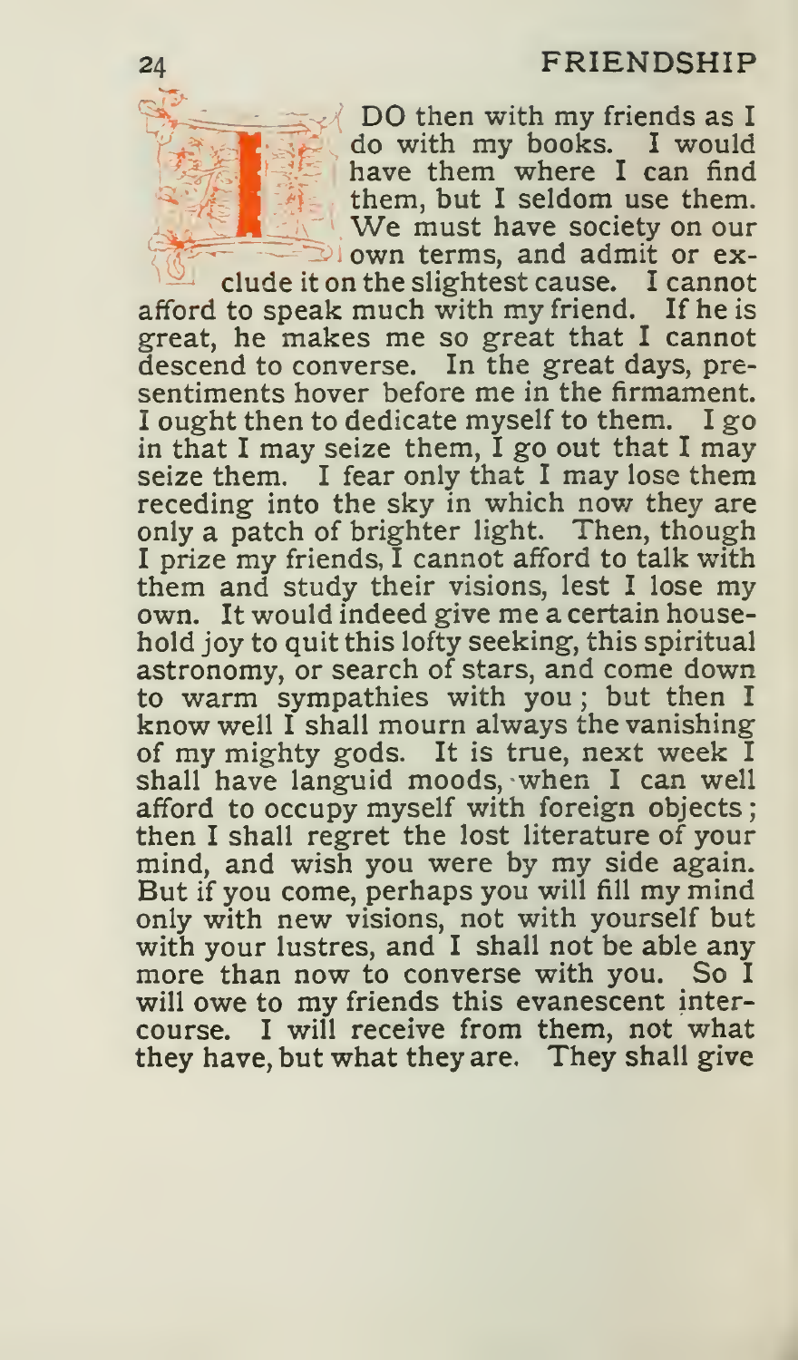I DO then with my friends as I do with my books. I would have them where I can find them, but I seldom use them. We must have society on our own terms, and admit or exclude it on the slightest cause. I cannot afford to speak much with my friend. If he is great, he makes me so great that I cannot descend to converse. In the great days, presentiments hover before me in the firmament. I ought then to dedicate myself to them. I go in that I may seize them, I go out that I may seize them. I fear only that I may lose them receding into the sky in which now they are only a patch of brighter light. Then, though I prize my friends, I cannot afford to talk with them and study their visions, lest I lose my own. It would indeed give me a certain household joy to quit this lofty seeking, this spiritual astronomy, or search of stars, and come down to warm sympathies with you; but then I know well I shall mourn always the vanishing of my mighty gods. It is true, next week I shall have languid moods, when I can well afford to occupy myself with foreign objects; then I shall regret the lost literature of your mind, and wish you were by my side again. But if you come, perhaps you will fill my mind only with new visions, not with yourself but with your lustres, and I shall not be able any more than now to converse with you. So I will owe to my friends this evanescent intercourse. I will receive from them, not what they have, but what they are. They shall give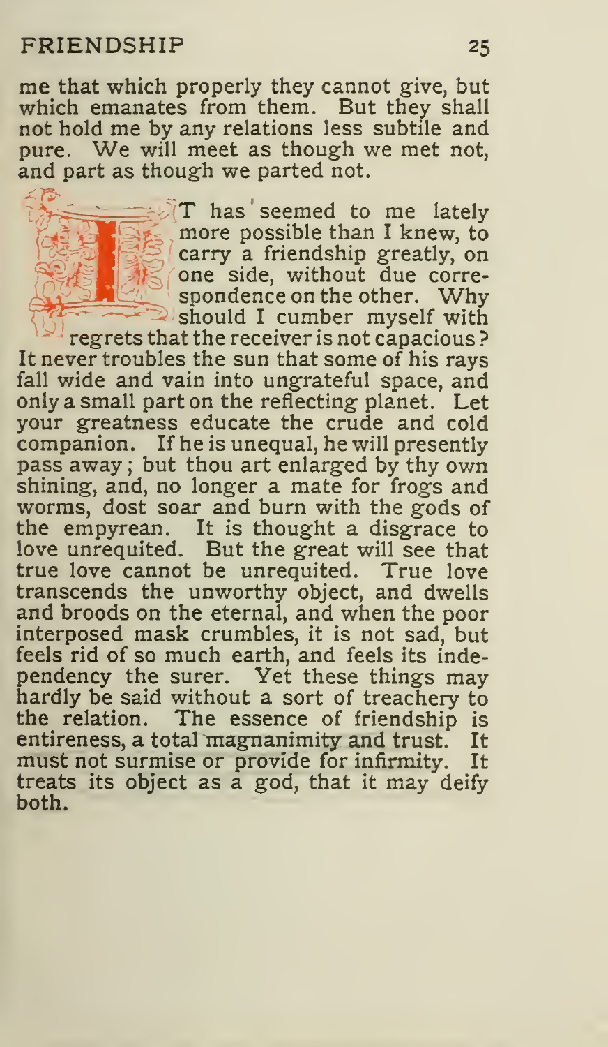me that which properly they cannot give, but which emanates from them. But they shall not hold me by any relations less subtile and pure. We will meet as though we met not, and part as though we parted not.

IT has seemed to me lately more possible than I knew, to carry a friendship greatly, on one side, without due correspondence on the other. Why should I cumber myself with regrets that the receiver is not capacious? It never troubles the sun that some of his rays fall wide and vain into ungrateful space, and only a small part on the reflecting planet. Let your greatness educate the crude and cold companion. If he is unequal, he will presently pass away; but thou art enlarged by thy own shining, and, no longer a mate for frogs and worms, dost soar and burn with the gods of the empyrean. It is thought a disgrace to love unrequited. But the great will see that true love cannot be unrequited. True love transcends the unworthy object, and dwells and broods on the eternal, and when the poor interposed mask crumbles, it is not sad, but feels rid of so much earth, and feels its independency the surer. Yet these things may hardly be said without a sort of treachery to the relation. The essence of friendship is entireness, a total magnanimity and trust. It must not surmise or provide for infirmity. It treats its object as a god, that it may deify both.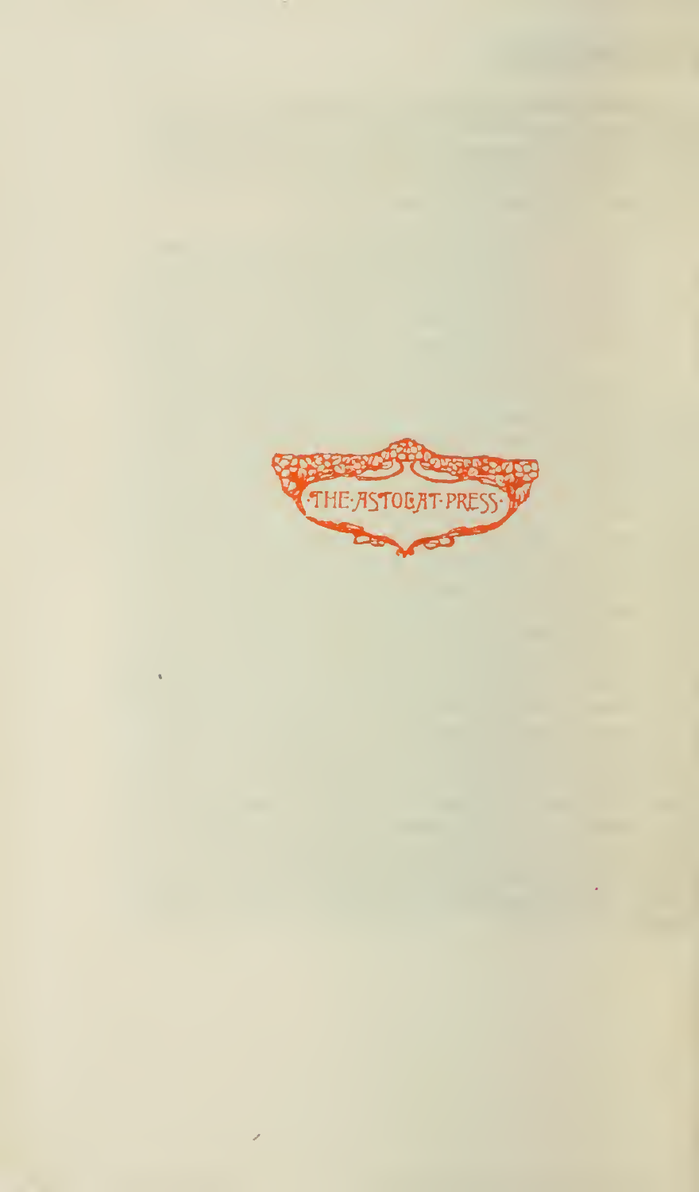·THE·ASTOLAT·PRESS·